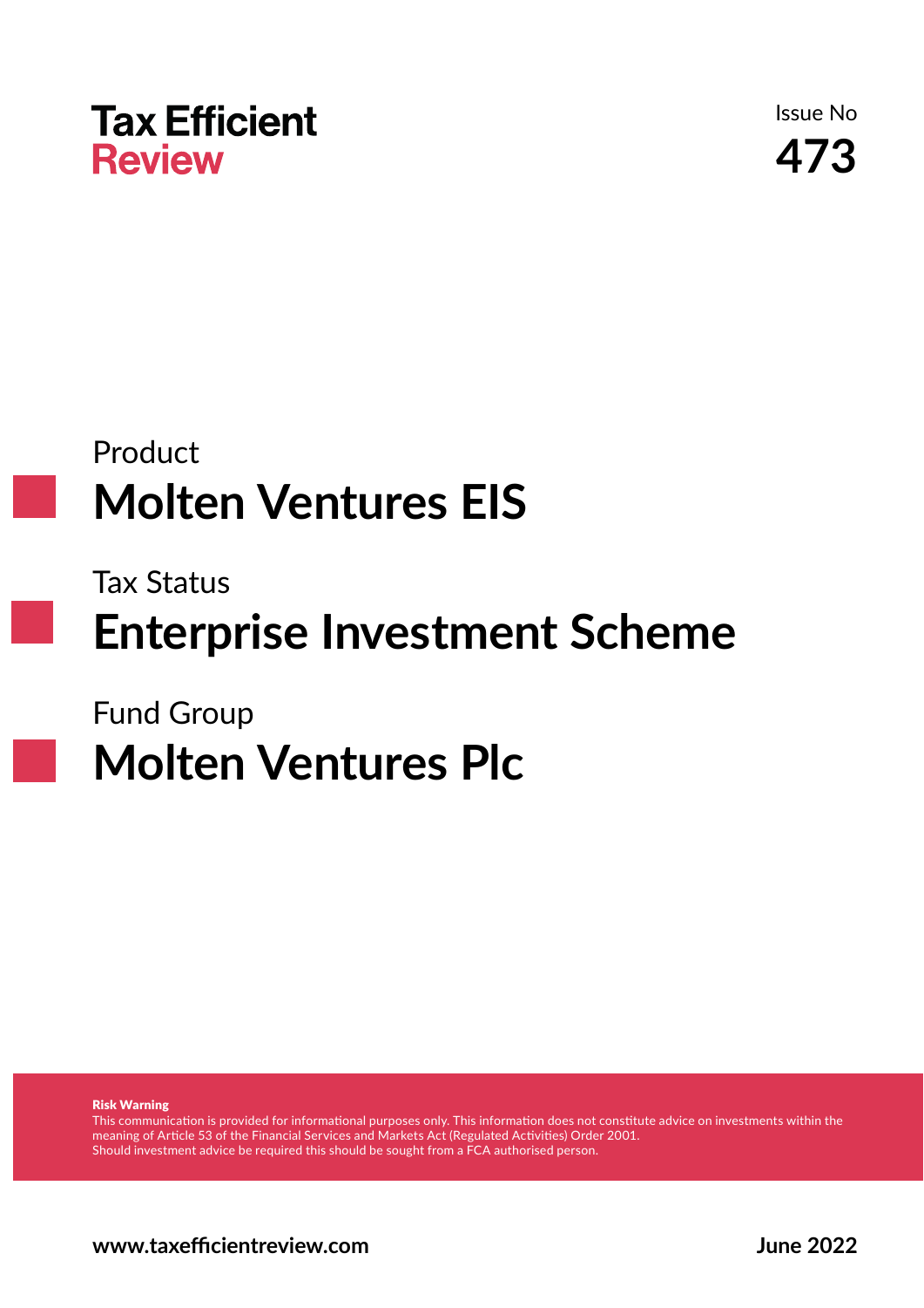# Tax Efficient Review

Issue No
**473**

Product
## Molten Ventures EIS

Tax Status
## Enterprise Investment Scheme

Fund Group
## Molten Ventures Plc

**Risk Warning**
This communication is provided for informational purposes only. This information does not constitute advice on investments within the meaning of Article 53 of the Financial Services and Markets Act (Regulated Activities) Order 2001.
Should investment advice be required this should be sought from a FCA authorised person.

**www.taxefficientreview.com** **June 2022**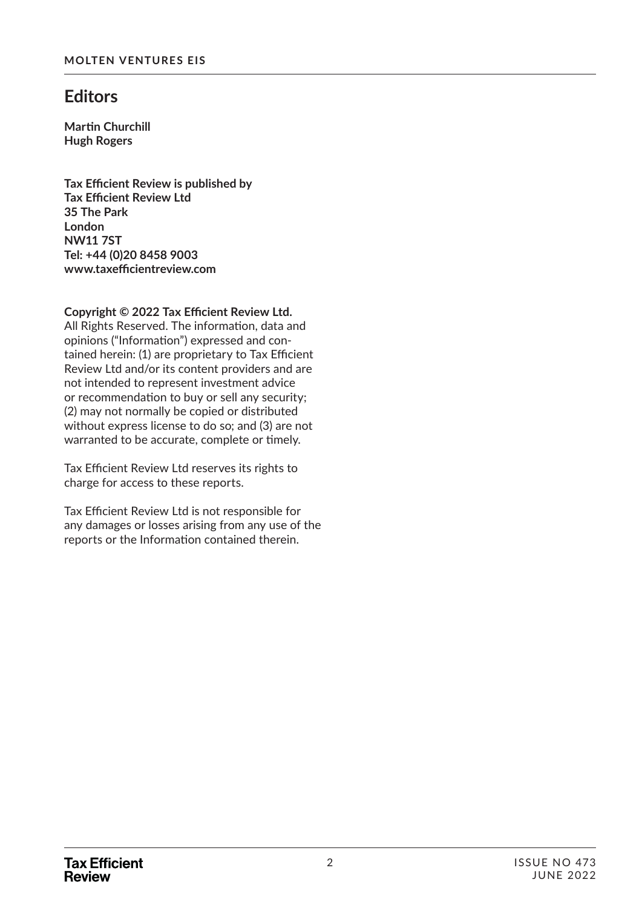# Editors

**Martin Churchill**
**Hugh Rogers**

**Tax Efficient Review is published by**
**Tax Efficient Review Ltd**
**35 The Park**
**London**
**NW11 7ST**
**Tel: +44 (0)20 8458 9003**
**www.taxefficientreview.com**

**Copyright © 2022 Tax Efficient Review Ltd.**
All Rights Reserved. The information, data and opinions ("Information") expressed and contained herein: (1) are proprietary to Tax Efficient Review Ltd and/or its content providers and are not intended to represent investment advice or recommendation to buy or sell any security; (2) may not normally be copied or distributed without express license to do so; and (3) are not warranted to be accurate, complete or timely.

Tax Efficient Review Ltd reserves its rights to charge for access to these reports.

Tax Efficient Review Ltd is not responsible for any damages or losses arising from any use of the reports or the Information contained therein.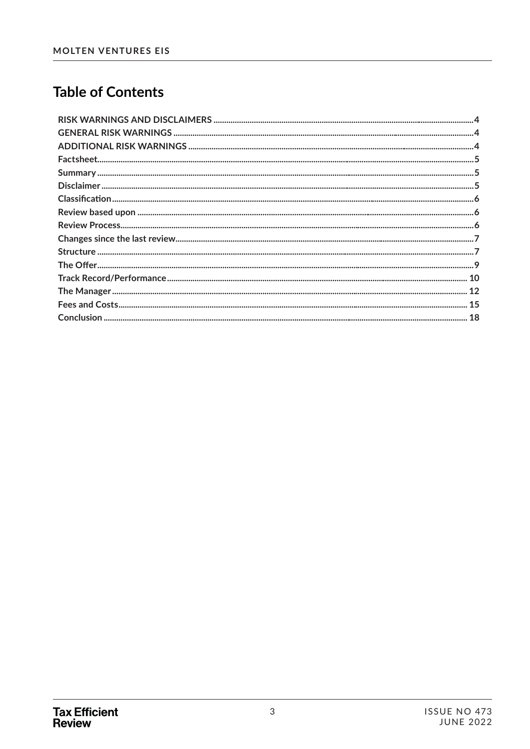# Table of Contents

RISK WARNINGS AND DISCLAIMERS ........................................ 4
GENERAL RISK WARNINGS ........................................ 4
ADDITIONAL RISK WARNINGS ........................................ 4
Factsheet ........................................ 5
Summary ........................................ 5
Disclaimer ........................................ 5
Classification ........................................ 6
Review based upon ........................................ 6
Review Process ........................................ 6
Changes since the last review ........................................ 7
Structure ........................................ 7
The Offer ........................................ 9
Track Record/Performance ........................................ 10
The Manager ........................................ 12
Fees and Costs ........................................ 15
Conclusion ........................................ 18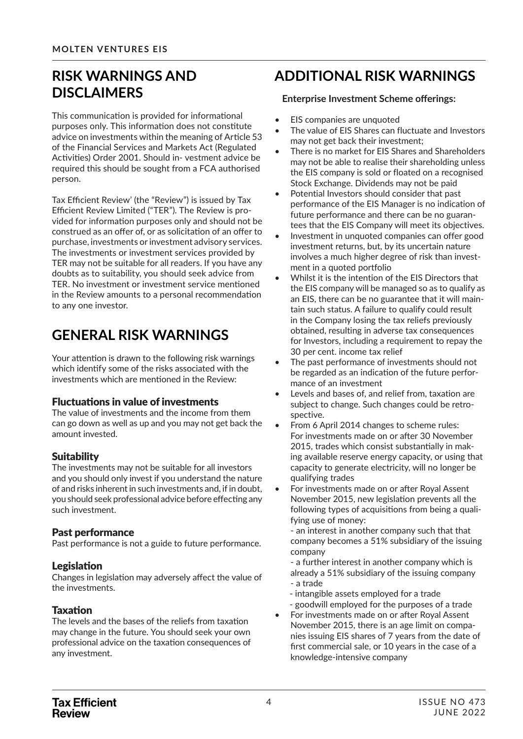# RISK WARNINGS AND DISCLAIMERS

This communication is provided for informational purposes only. This information does not constitute advice on investments within the meaning of Article 53 of the Financial Services and Markets Act (Regulated Activities) Order 2001. Should in- vestment advice be required this should be sought from a FCA authorised person.

Tax Efficient Review' (the "Review") is issued by Tax Efficient Review Limited ("TER"). The Review is provided for information purposes only and should not be construed as an offer of, or as solicitation of an offer to purchase, investments or investment advisory services. The investments or investment services provided by TER may not be suitable for all readers. If you have any doubts as to suitability, you should seek advice from TER. No investment or investment service mentioned in the Review amounts to a personal recommendation to any one investor.

# GENERAL RISK WARNINGS

Your attention is drawn to the following risk warnings which identify some of the risks associated with the investments which are mentioned in the Review:

### Fluctuations in value of investments

The value of investments and the income from them can go down as well as up and you may not get back the amount invested.

### Suitability

The investments may not be suitable for all investors and you should only invest if you understand the nature of and risks inherent in such investments and, if in doubt, you should seek professional advice before effecting any such investment.

### Past performance

Past performance is not a guide to future performance.

### Legislation

Changes in legislation may adversely affect the value of the investments.

### Taxation

The levels and the bases of the reliefs from taxation may change in the future. You should seek your own professional advice on the taxation consequences of any investment.

# ADDITIONAL RISK WARNINGS

**Enterprise Investment Scheme offerings:**

- EIS companies are unquoted
- The value of EIS Shares can fluctuate and Investors may not get back their investment;
- There is no market for EIS Shares and Shareholders may not be able to realise their shareholding unless the EIS company is sold or floated on a recognised Stock Exchange. Dividends may not be paid
- Potential Investors should consider that past performance of the EIS Manager is no indication of future performance and there can be no guarantees that the EIS Company will meet its objectives.
- Investment in unquoted companies can offer good investment returns, but, by its uncertain nature involves a much higher degree of risk than investment in a quoted portfolio
- Whilst it is the intention of the EIS Directors that the EIS company will be managed so as to qualify as an EIS, there can be no guarantee that it will maintain such status. A failure to qualify could result in the Company losing the tax reliefs previously obtained, resulting in adverse tax consequences for Investors, including a requirement to repay the 30 per cent. income tax relief
- The past performance of investments should not be regarded as an indication of the future performance of an investment
- Levels and bases of, and relief from, taxation are subject to change. Such changes could be retrospective.
- From 6 April 2014 changes to scheme rules: For investments made on or after 30 November 2015, trades which consist substantially in making available reserve energy capacity, or using that capacity to generate electricity, will no longer be qualifying trades
- For investments made on or after Royal Assent November 2015, new legislation prevents all the following types of acquisitions from being a qualifying use of money:
  - an interest in another company such that that company becomes a 51% subsidiary of the issuing company
  - a further interest in another company which is already a 51% subsidiary of the issuing company
  - a trade
  - intangible assets employed for a trade
  - goodwill employed for the purposes of a trade
- For investments made on or after Royal Assent November 2015, there is an age limit on companies issuing EIS shares of 7 years from the date of first commercial sale, or 10 years in the case of a knowledge-intensive company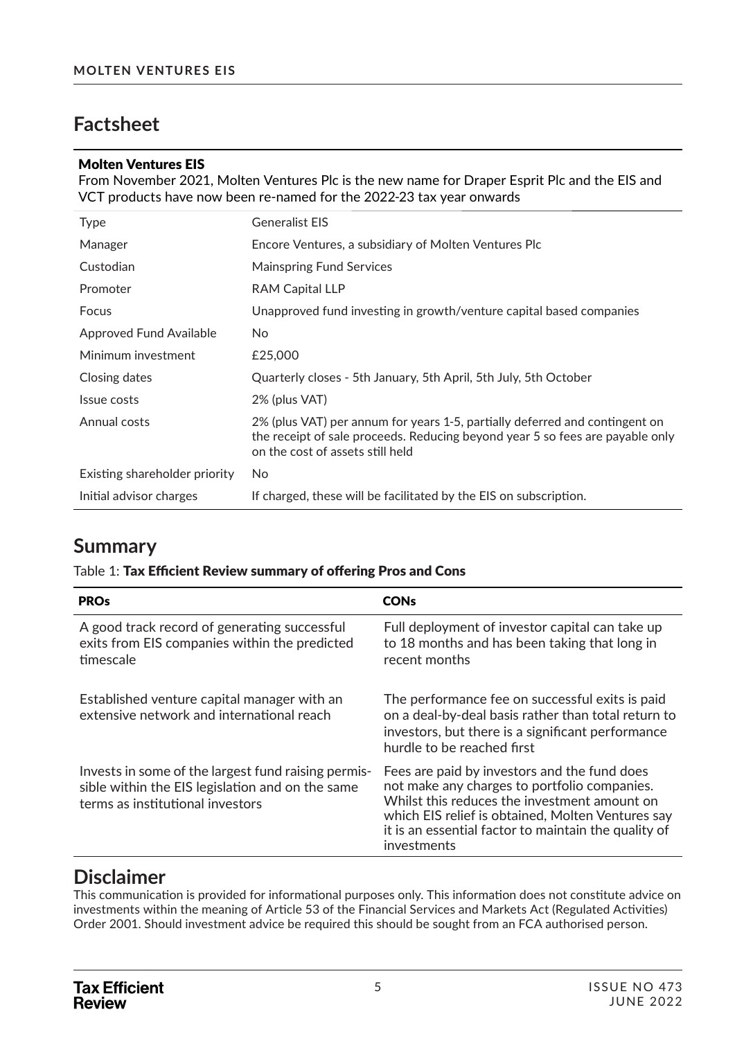## Factsheet

**Molten Ventures EIS**

From November 2021, Molten Ventures Plc is the new name for Draper Esprit Plc and the EIS and VCT products have now been re-named for the 2022-23 tax year onwards

| | |
|---|---|
| Type | Generalist EIS |
| Manager | Encore Ventures, a subsidiary of Molten Ventures Plc |
| Custodian | Mainspring Fund Services |
| Promoter | RAM Capital LLP |
| Focus | Unapproved fund investing in growth/venture capital based companies |
| Approved Fund Available | No |
| Minimum investment | £25,000 |
| Closing dates | Quarterly closes - 5th January, 5th April, 5th July, 5th October |
| Issue costs | 2% (plus VAT) |
| Annual costs | 2% (plus VAT) per annum for years 1-5, partially deferred and contingent on the receipt of sale proceeds. Reducing beyond year 5 so fees are payable only on the cost of assets still held |
| Existing shareholder priority | No |
| Initial advisor charges | If charged, these will be facilitated by the EIS on subscription. |

## Summary

Table 1: **Tax Efficient Review summary of offering Pros and Cons**

| PROs | CONs |
|---|---|
| A good track record of generating successful exits from EIS companies within the predicted timescale | Full deployment of investor capital can take up to 18 months and has been taking that long in recent months |
| Established venture capital manager with an extensive network and international reach | The performance fee on successful exits is paid on a deal-by-deal basis rather than total return to investors, but there is a significant performance hurdle to be reached first |
| Invests in some of the largest fund raising permissible within the EIS legislation and on the same terms as institutional investors | Fees are paid by investors and the fund does not make any charges to portfolio companies. Whilst this reduces the investment amount on which EIS relief is obtained, Molten Ventures say it is an essential factor to maintain the quality of investments |

## Disclaimer

This communication is provided for informational purposes only. This information does not constitute advice on investments within the meaning of Article 53 of the Financial Services and Markets Act (Regulated Activities) Order 2001. Should investment advice be required this should be sought from an FCA authorised person.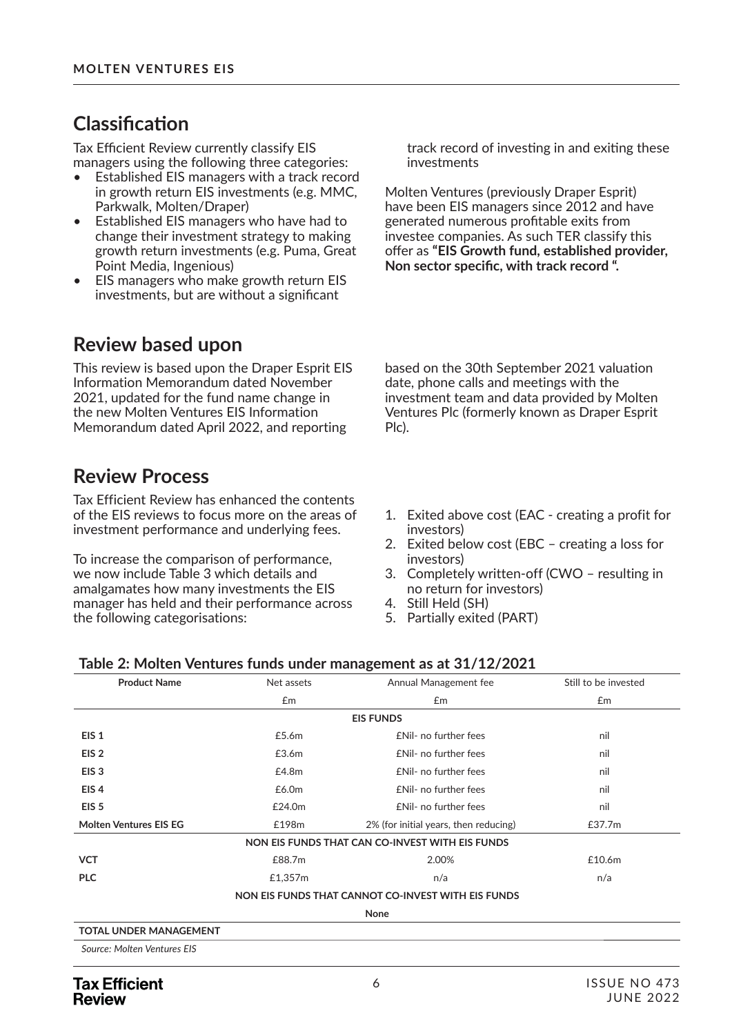## Classification

Tax Efficient Review currently classify EIS managers using the following three categories:

- Established EIS managers with a track record in growth return EIS investments (e.g. MMC, Parkwalk, Molten/Draper)
- Established EIS managers who have had to change their investment strategy to making growth return investments (e.g. Puma, Great Point Media, Ingenious)
- EIS managers who make growth return EIS investments, but are without a significant track record of investing in and exiting these investments

Molten Ventures (previously Draper Esprit) have been EIS managers since 2012 and have generated numerous profitable exits from investee companies. As such TER classify this offer as **"EIS Growth fund, established provider, Non sector specific, with track record ".**

## Review based upon

This review is based upon the Draper Esprit EIS Information Memorandum dated November 2021, updated for the fund name change in the new Molten Ventures EIS Information Memorandum dated April 2022, and reporting based on the 30th September 2021 valuation date, phone calls and meetings with the investment team and data provided by Molten Ventures Plc (formerly known as Draper Esprit Plc).

## Review Process

Tax Efficient Review has enhanced the contents of the EIS reviews to focus more on the areas of investment performance and underlying fees.

To increase the comparison of performance, we now include Table 3 which details and amalgamates how many investments the EIS manager has held and their performance across the following categorisations:

1. Exited above cost (EAC - creating a profit for investors)
2. Exited below cost (EBC – creating a loss for investors)
3. Completely written-off (CWO – resulting in no return for investors)
4. Still Held (SH)
5. Partially exited (PART)

**Table 2: Molten Ventures funds under management as at 31/12/2021**

| Product Name | Net assets | Annual Management fee | Still to be invested |
|---|---|---|---|
| | £m | £m | £m |
| | | **EIS FUNDS** | |
| **EIS 1** | £5.6m | £Nil- no further fees | nil |
| **EIS 2** | £3.6m | £Nil- no further fees | nil |
| **EIS 3** | £4.8m | £Nil- no further fees | nil |
| **EIS 4** | £6.0m | £Nil- no further fees | nil |
| **EIS 5** | £24.0m | £Nil- no further fees | nil |
| **Molten Ventures EIS EG** | £198m | 2% (for initial years, then reducing) | £37.7m |
| | | **NON EIS FUNDS THAT CAN CO-INVEST WITH EIS FUNDS** | |
| **VCT** | £88.7m | 2.00% | £10.6m |
| **PLC** | £1,357m | n/a | n/a |
| | | **NON EIS FUNDS THAT CANNOT CO-INVEST WITH EIS FUNDS** | |
| | | **None** | |
| **TOTAL UNDER MANAGEMENT** | | | |

*Source: Molten Ventures EIS*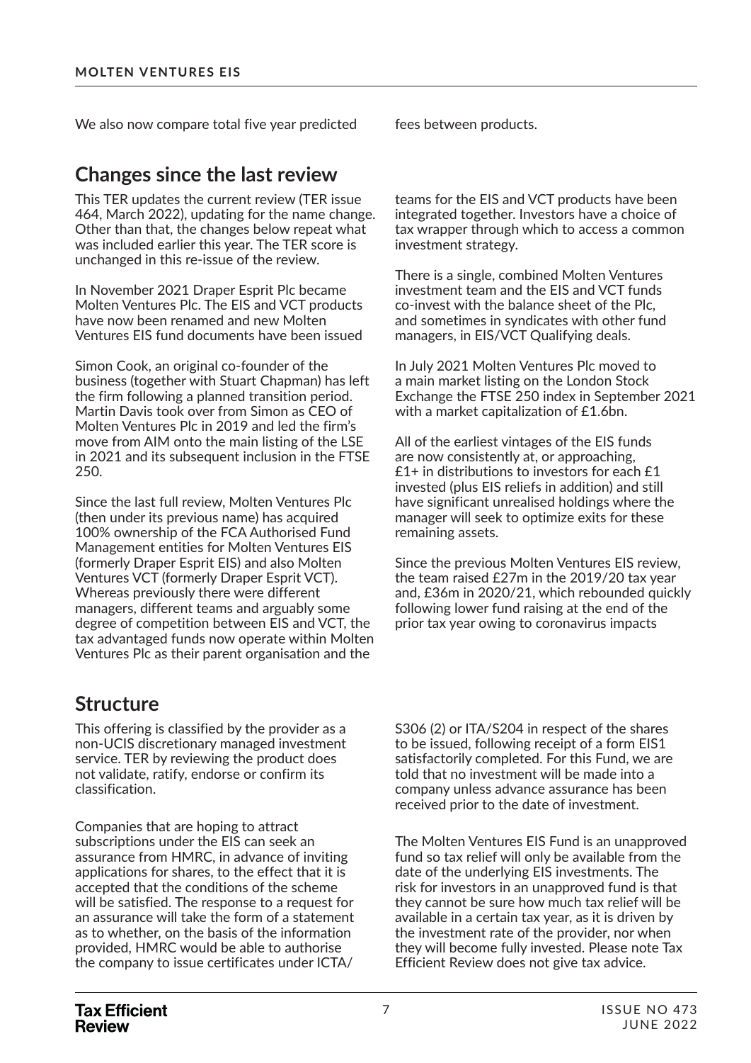We also now compare total five year predicted fees between products.

## Changes since the last review

This TER updates the current review (TER issue 464, March 2022), updating for the name change. Other than that, the changes below repeat what was included earlier this year. The TER score is unchanged in this re-issue of the review.

In November 2021 Draper Esprit Plc became Molten Ventures Plc. The EIS and VCT products have now been renamed and new Molten Ventures EIS fund documents have been issued

Simon Cook, an original co-founder of the business (together with Stuart Chapman) has left the firm following a planned transition period. Martin Davis took over from Simon as CEO of Molten Ventures Plc in 2019 and led the firm's move from AIM onto the main listing of the LSE in 2021 and its subsequent inclusion in the FTSE 250.

Since the last full review, Molten Ventures Plc (then under its previous name) has acquired 100% ownership of the FCA Authorised Fund Management entities for Molten Ventures EIS (formerly Draper Esprit EIS) and also Molten Ventures VCT (formerly Draper Esprit VCT). Whereas previously there were different managers, different teams and arguably some degree of competition between EIS and VCT, the tax advantaged funds now operate within Molten Ventures Plc as their parent organisation and the teams for the EIS and VCT products have been integrated together. Investors have a choice of tax wrapper through which to access a common investment strategy.

There is a single, combined Molten Ventures investment team and the EIS and VCT funds co-invest with the balance sheet of the Plc, and sometimes in syndicates with other fund managers, in EIS/VCT Qualifying deals.

In July 2021 Molten Ventures Plc moved to a main market listing on the London Stock Exchange the FTSE 250 index in September 2021 with a market capitalization of £1.6bn.

All of the earliest vintages of the EIS funds are now consistently at, or approaching, £1+ in distributions to investors for each £1 invested (plus EIS reliefs in addition) and still have significant unrealised holdings where the manager will seek to optimize exits for these remaining assets.

Since the previous Molten Ventures EIS review, the team raised £27m in the 2019/20 tax year and, £36m in 2020/21, which rebounded quickly following lower fund raising at the end of the prior tax year owing to coronavirus impacts

## Structure

This offering is classified by the provider as a non-UCIS discretionary managed investment service. TER by reviewing the product does not validate, ratify, endorse or confirm its classification.

Companies that are hoping to attract subscriptions under the EIS can seek an assurance from HMRC, in advance of inviting applications for shares, to the effect that it is accepted that the conditions of the scheme will be satisfied. The response to a request for an assurance will take the form of a statement as to whether, on the basis of the information provided, HMRC would be able to authorise the company to issue certificates under ICTA/S306 (2) or ITA/S204 in respect of the shares to be issued, following receipt of a form EIS1 satisfactorily completed. For this Fund, we are told that no investment will be made into a company unless advance assurance has been received prior to the date of investment.

The Molten Ventures EIS Fund is an unapproved fund so tax relief will only be available from the date of the underlying EIS investments. The risk for investors in an unapproved fund is that they cannot be sure how much tax relief will be available in a certain tax year, as it is driven by the investment rate of the provider, nor when they will become fully invested. Please note Tax Efficient Review does not give tax advice.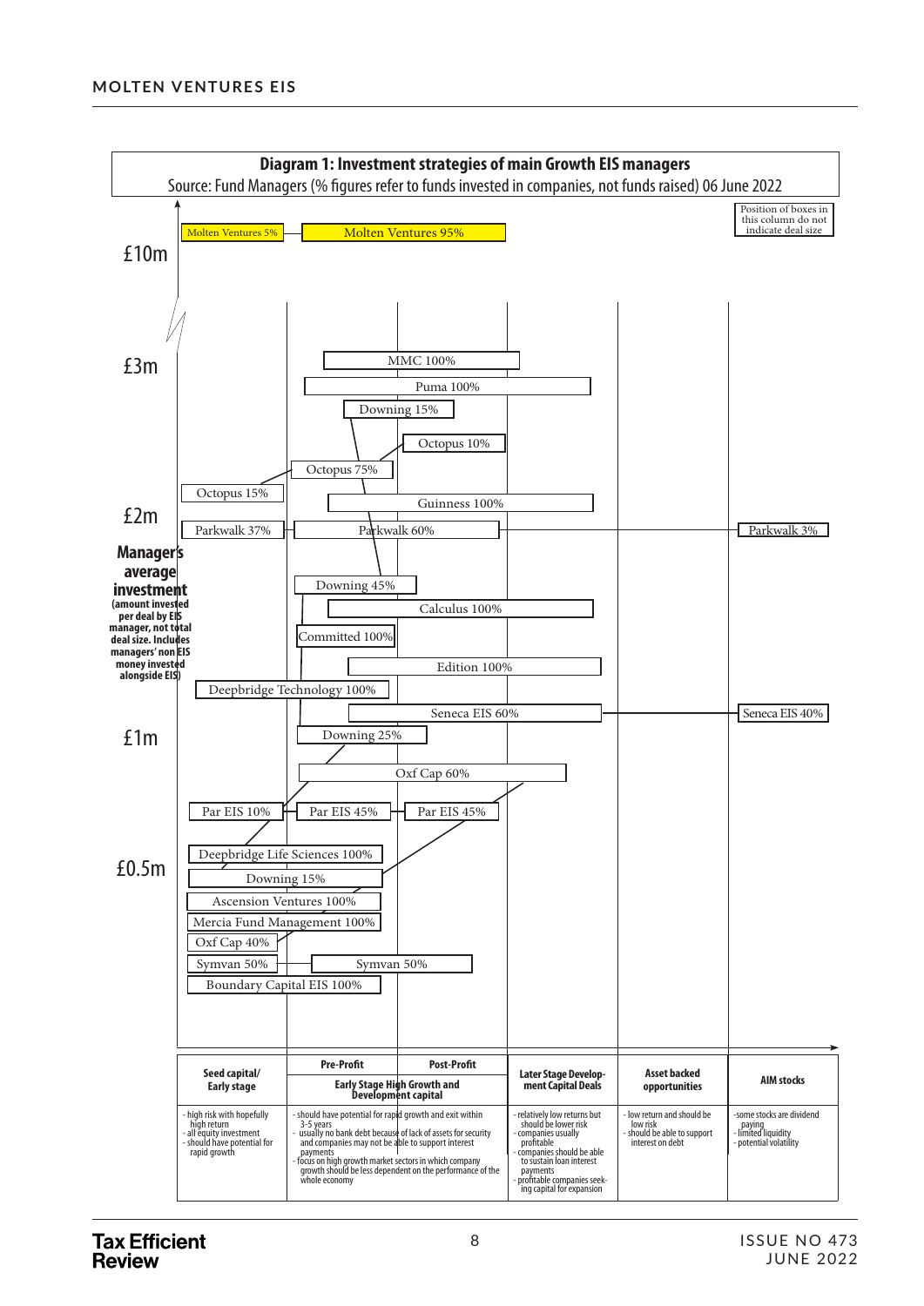## Diagram 1: Investment strategies of main Growth EIS managers

Source: Fund Managers (% figures refer to funds invested in companies, not funds raised) 06 June 2022

Position of boxes in this column do not indicate deal size

**Manager's average investment** (amount invested per deal by EIS manager, not total deal size. Includes managers' non EIS money invested alongside EIS)

£10m

Molten Ventures 5%

Molten Ventures 95%

£3m

MMC 100%

Puma 100%

Downing 15%

Octopus 10%

Octopus 75%

Octopus 15%

Guinness 100%

£2m

Parkwalk 37%

Parkwalk 60%

Parkwalk 3%

Downing 45%

Calculus 100%

Committed 100%

Edition 100%

Deepbridge Technology 100%

Seneca EIS 60%

Seneca EIS 40%

£1m

Downing 25%

Oxf Cap 60%

Par EIS 10%

Par EIS 45%

Par EIS 45%

Deepbridge Life Sciences 100%

£0.5m

Downing 15%

Ascension Ventures 100%

Mercia Fund Management 100%

Oxf Cap 40%

Symvan 50%

Symvan 50%

Boundary Capital EIS 100%

| Seed capital/ Early stage | Pre-Profit | Post-Profit | Later Stage Development Capital Deals | Asset backed opportunities | AIM stocks |
|---|---|---|---|---|---|
| | Early Stage High Growth and Development capital | | | | |
| - high risk with hopefully high return<br>- all equity investment<br>- should have potential for rapid growth | - should have potential for rapid growth and exit within 3-5 years<br>- usually no bank debt because of lack of assets for security and companies may not be able to support interest payments<br>- focus on high growth market sectors in which company growth should be less dependent on the performance of the whole economy | | - relatively low returns but should be lower risk<br>- companies usually profitable<br>- companies should be able to sustain loan interest payments<br>- profitable companies seeking capital for expansion | - low return and should be low risk<br>- should be able to support interest on debt | -some stocks are dividend paying<br>- limited liquidity<br>- potential volatility |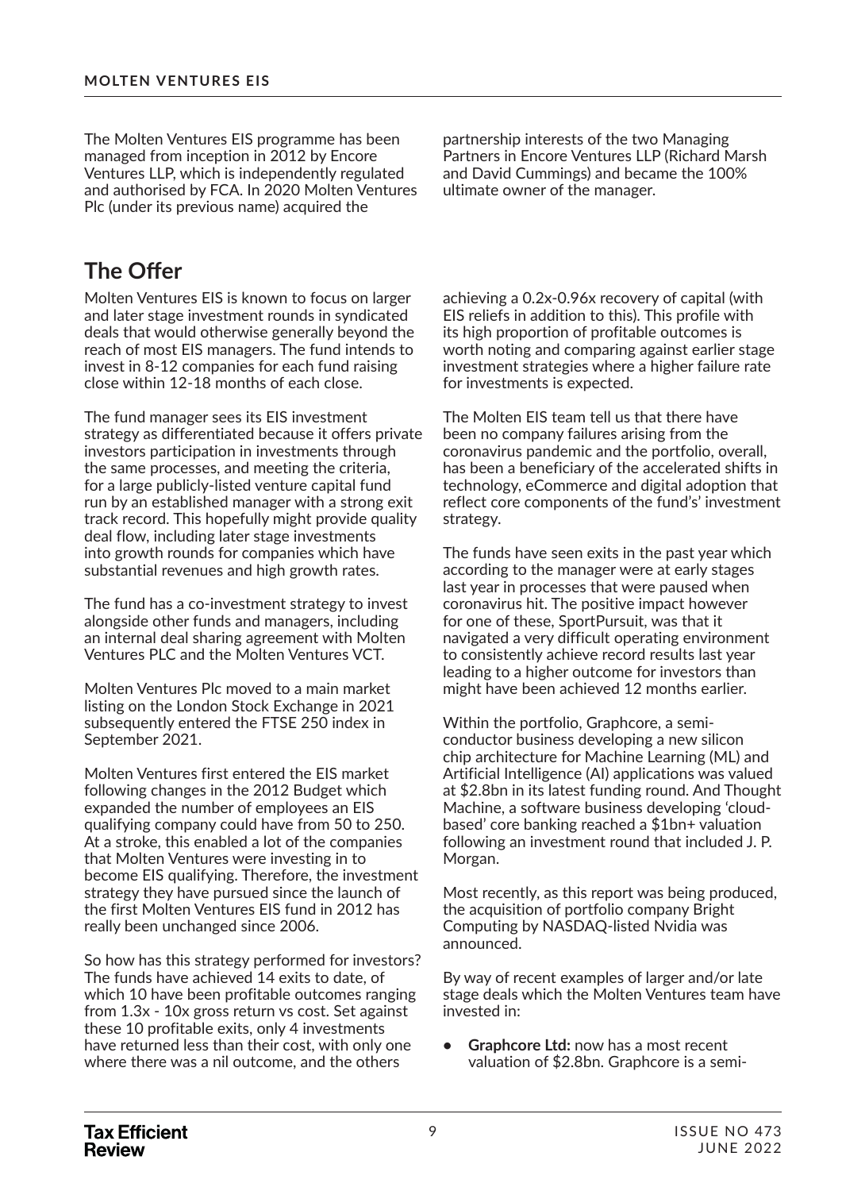The Molten Ventures EIS programme has been managed from inception in 2012 by Encore Ventures LLP, which is independently regulated and authorised by FCA. In 2020 Molten Ventures Plc (under its previous name) acquired the partnership interests of the two Managing Partners in Encore Ventures LLP (Richard Marsh and David Cummings) and became the 100% ultimate owner of the manager.

## The Offer

Molten Ventures EIS is known to focus on larger and later stage investment rounds in syndicated deals that would otherwise generally beyond the reach of most EIS managers. The fund intends to invest in 8-12 companies for each fund raising close within 12-18 months of each close.

The fund manager sees its EIS investment strategy as differentiated because it offers private investors participation in investments through the same processes, and meeting the criteria, for a large publicly-listed venture capital fund run by an established manager with a strong exit track record. This hopefully might provide quality deal flow, including later stage investments into growth rounds for companies which have substantial revenues and high growth rates.

The fund has a co-investment strategy to invest alongside other funds and managers, including an internal deal sharing agreement with Molten Ventures PLC and the Molten Ventures VCT.

Molten Ventures Plc moved to a main market listing on the London Stock Exchange in 2021 subsequently entered the FTSE 250 index in September 2021.

Molten Ventures first entered the EIS market following changes in the 2012 Budget which expanded the number of employees an EIS qualifying company could have from 50 to 250. At a stroke, this enabled a lot of the companies that Molten Ventures were investing in to become EIS qualifying. Therefore, the investment strategy they have pursued since the launch of the first Molten Ventures EIS fund in 2012 has really been unchanged since 2006.

So how has this strategy performed for investors? The funds have achieved 14 exits to date, of which 10 have been profitable outcomes ranging from 1.3x - 10x gross return vs cost. Set against these 10 profitable exits, only 4 investments have returned less than their cost, with only one where there was a nil outcome, and the others achieving a 0.2x-0.96x recovery of capital (with EIS reliefs in addition to this). This profile with its high proportion of profitable outcomes is worth noting and comparing against earlier stage investment strategies where a higher failure rate for investments is expected.

The Molten EIS team tell us that there have been no company failures arising from the coronavirus pandemic and the portfolio, overall, has been a beneficiary of the accelerated shifts in technology, eCommerce and digital adoption that reflect core components of the fund's' investment strategy.

The funds have seen exits in the past year which according to the manager were at early stages last year in processes that were paused when coronavirus hit. The positive impact however for one of these, SportPursuit, was that it navigated a very difficult operating environment to consistently achieve record results last year leading to a higher outcome for investors than might have been achieved 12 months earlier.

Within the portfolio, Graphcore, a semi-conductor business developing a new silicon chip architecture for Machine Learning (ML) and Artificial Intelligence (AI) applications was valued at $2.8bn in its latest funding round. And Thought Machine, a software business developing 'cloud-based' core banking reached a $1bn+ valuation following an investment round that included J. P. Morgan.

Most recently, as this report was being produced, the acquisition of portfolio company Bright Computing by NASDAQ-listed Nvidia was announced.

By way of recent examples of larger and/or late stage deals which the Molten Ventures team have invested in:

- **Graphcore Ltd:** now has a most recent valuation of $2.8bn. Graphcore is a semi-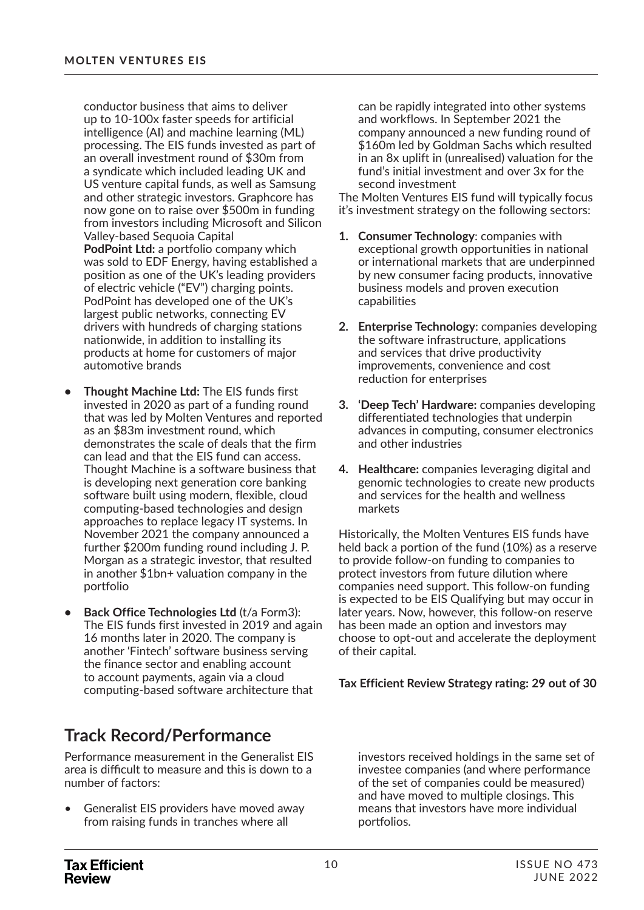conductor business that aims to deliver up to 10-100x faster speeds for artificial intelligence (AI) and machine learning (ML) processing. The EIS funds invested as part of an overall investment round of $30m from a syndicate which included leading UK and US venture capital funds, as well as Samsung and other strategic investors. Graphcore has now gone on to raise over $500m in funding from investors including Microsoft and Silicon Valley-based Sequoia Capital
**PodPoint Ltd:** a portfolio company which was sold to EDF Energy, having established a position as one of the UK's leading providers of electric vehicle ("EV") charging points. PodPoint has developed one of the UK's largest public networks, connecting EV drivers with hundreds of charging stations nationwide, in addition to installing its products at home for customers of major automotive brands

- **Thought Machine Ltd:** The EIS funds first invested in 2020 as part of a funding round that was led by Molten Ventures and reported as an $83m investment round, which demonstrates the scale of deals that the firm can lead and that the EIS fund can access. Thought Machine is a software business that is developing next generation core banking software built using modern, flexible, cloud computing-based technologies and design approaches to replace legacy IT systems. In November 2021 the company announced a further $200m funding round including J. P. Morgan as a strategic investor, that resulted in another $1bn+ valuation company in the portfolio
- **Back Office Technologies Ltd** (t/a Form3): The EIS funds first invested in 2019 and again 16 months later in 2020. The company is another 'Fintech' software business serving the finance sector and enabling account to account payments, again via a cloud computing-based software architecture that can be rapidly integrated into other systems and workflows. In September 2021 the company announced a new funding round of $160m led by Goldman Sachs which resulted in an 8x uplift in (unrealised) valuation for the fund's initial investment and over 3x for the second investment

The Molten Ventures EIS fund will typically focus it's investment strategy on the following sectors:

1. **Consumer Technology**: companies with exceptional growth opportunities in national or international markets that are underpinned by new consumer facing products, innovative business models and proven execution capabilities
2. **Enterprise Technology**: companies developing the software infrastructure, applications and services that drive productivity improvements, convenience and cost reduction for enterprises
3. **'Deep Tech' Hardware:** companies developing differentiated technologies that underpin advances in computing, consumer electronics and other industries
4. **Healthcare:** companies leveraging digital and genomic technologies to create new products and services for the health and wellness markets

Historically, the Molten Ventures EIS funds have held back a portion of the fund (10%) as a reserve to provide follow-on funding to companies to protect investors from future dilution where companies need support. This follow-on funding is expected to be EIS Qualifying but may occur in later years. Now, however, this follow-on reserve has been made an option and investors may choose to opt-out and accelerate the deployment of their capital.

**Tax Efficient Review Strategy rating: 29 out of 30**

## Track Record/Performance

Performance measurement in the Generalist EIS area is difficult to measure and this is down to a number of factors:

- Generalist EIS providers have moved away from raising funds in tranches where all investors received holdings in the same set of investee companies (and where performance of the set of companies could be measured) and have moved to multiple closings. This means that investors have more individual portfolios.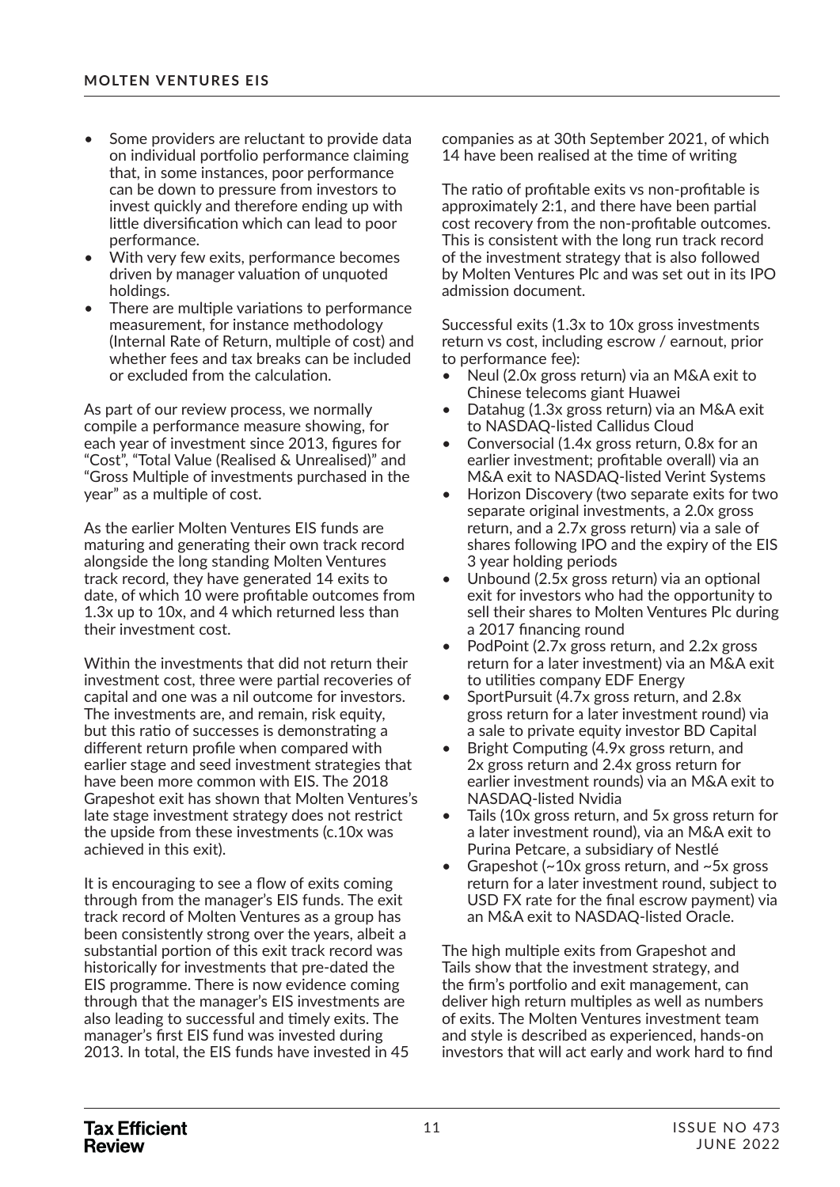- Some providers are reluctant to provide data on individual portfolio performance claiming that, in some instances, poor performance can be down to pressure from investors to invest quickly and therefore ending up with little diversification which can lead to poor performance.
- With very few exits, performance becomes driven by manager valuation of unquoted holdings.
- There are multiple variations to performance measurement, for instance methodology (Internal Rate of Return, multiple of cost) and whether fees and tax breaks can be included or excluded from the calculation.

As part of our review process, we normally compile a performance measure showing, for each year of investment since 2013, figures for "Cost", "Total Value (Realised & Unrealised)" and "Gross Multiple of investments purchased in the year" as a multiple of cost.

As the earlier Molten Ventures EIS funds are maturing and generating their own track record alongside the long standing Molten Ventures track record, they have generated 14 exits to date, of which 10 were profitable outcomes from 1.3x up to 10x, and 4 which returned less than their investment cost.

Within the investments that did not return their investment cost, three were partial recoveries of capital and one was a nil outcome for investors. The investments are, and remain, risk equity, but this ratio of successes is demonstrating a different return profile when compared with earlier stage and seed investment strategies that have been more common with EIS. The 2018 Grapeshot exit has shown that Molten Ventures's late stage investment strategy does not restrict the upside from these investments (c.10x was achieved in this exit).

It is encouraging to see a flow of exits coming through from the manager's EIS funds. The exit track record of Molten Ventures as a group has been consistently strong over the years, albeit a substantial portion of this exit track record was historically for investments that pre-dated the EIS programme. There is now evidence coming through that the manager's EIS investments are also leading to successful and timely exits. The manager's first EIS fund was invested during 2013. In total, the EIS funds have invested in 45 companies as at 30th September 2021, of which 14 have been realised at the time of writing

The ratio of profitable exits vs non-profitable is approximately 2:1, and there have been partial cost recovery from the non-profitable outcomes. This is consistent with the long run track record of the investment strategy that is also followed by Molten Ventures Plc and was set out in its IPO admission document.

Successful exits (1.3x to 10x gross investments return vs cost, including escrow / earnout, prior to performance fee):

- Neul (2.0x gross return) via an M&A exit to Chinese telecoms giant Huawei
- Datahug (1.3x gross return) via an M&A exit to NASDAQ-listed Callidus Cloud
- Conversocial (1.4x gross return, 0.8x for an earlier investment; profitable overall) via an M&A exit to NASDAQ-listed Verint Systems
- Horizon Discovery (two separate exits for two separate original investments, a 2.0x gross return, and a 2.7x gross return) via a sale of shares following IPO and the expiry of the EIS 3 year holding periods
- Unbound (2.5x gross return) via an optional exit for investors who had the opportunity to sell their shares to Molten Ventures Plc during a 2017 financing round
- PodPoint (2.7x gross return, and 2.2x gross return for a later investment) via an M&A exit to utilities company EDF Energy
- SportPursuit (4.7x gross return, and 2.8x gross return for a later investment round) via a sale to private equity investor BD Capital
- Bright Computing (4.9x gross return, and 2x gross return and 2.4x gross return for earlier investment rounds) via an M&A exit to NASDAQ-listed Nvidia
- Tails (10x gross return, and 5x gross return for a later investment round), via an M&A exit to Purina Petcare, a subsidiary of Nestlé
- Grapeshot (~10x gross return, and ~5x gross return for a later investment round, subject to USD FX rate for the final escrow payment) via an M&A exit to NASDAQ-listed Oracle.

The high multiple exits from Grapeshot and Tails show that the investment strategy, and the firm's portfolio and exit management, can deliver high return multiples as well as numbers of exits. The Molten Ventures investment team and style is described as experienced, hands-on investors that will act early and work hard to find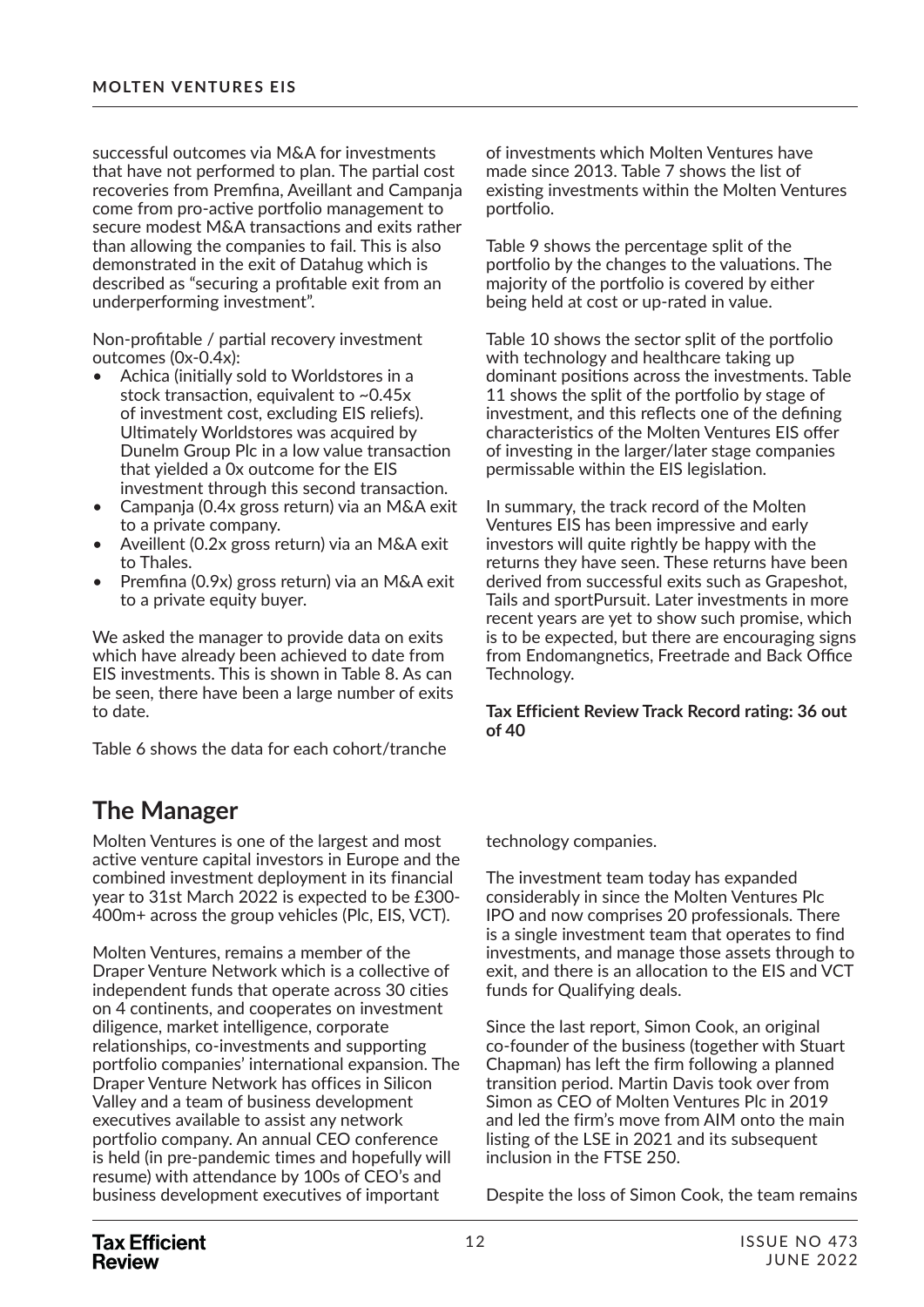successful outcomes via M&A for investments that have not performed to plan. The partial cost recoveries from Premfina, Aveillant and Campanja come from pro-active portfolio management to secure modest M&A transactions and exits rather than allowing the companies to fail. This is also demonstrated in the exit of Datahug which is described as "securing a profitable exit from an underperforming investment".

Non-profitable / partial recovery investment outcomes (0x-0.4x):

- Achica (initially sold to Worldstores in a stock transaction, equivalent to ~0.45x of investment cost, excluding EIS reliefs). Ultimately Worldstores was acquired by Dunelm Group Plc in a low value transaction that yielded a 0x outcome for the EIS investment through this second transaction.
- Campanja (0.4x gross return) via an M&A exit to a private company.
- Aveillent (0.2x gross return) via an M&A exit to Thales.
- Premfina (0.9x) gross return) via an M&A exit to a private equity buyer.

We asked the manager to provide data on exits which have already been achieved to date from EIS investments. This is shown in Table 8. As can be seen, there have been a large number of exits to date.

Table 6 shows the data for each cohort/tranche of investments which Molten Ventures have made since 2013. Table 7 shows the list of existing investments within the Molten Ventures portfolio.

Table 9 shows the percentage split of the portfolio by the changes to the valuations. The majority of the portfolio is covered by either being held at cost or up-rated in value.

Table 10 shows the sector split of the portfolio with technology and healthcare taking up dominant positions across the investments. Table 11 shows the split of the portfolio by stage of investment, and this reflects one of the defining characteristics of the Molten Ventures EIS offer of investing in the larger/later stage companies permissable within the EIS legislation.

In summary, the track record of the Molten Ventures EIS has been impressive and early investors will quite rightly be happy with the returns they have seen. These returns have been derived from successful exits such as Grapeshot, Tails and sportPursuit. Later investments in more recent years are yet to show such promise, which is to be expected, but there are encouraging signs from Endomangnetics, Freetrade and Back Office Technology.

**Tax Efficient Review Track Record rating: 36 out of 40**

## The Manager

Molten Ventures is one of the largest and most active venture capital investors in Europe and the combined investment deployment in its financial year to 31st March 2022 is expected to be £300-400m+ across the group vehicles (Plc, EIS, VCT).

Molten Ventures, remains a member of the Draper Venture Network which is a collective of independent funds that operate across 30 cities on 4 continents, and cooperates on investment diligence, market intelligence, corporate relationships, co-investments and supporting portfolio companies' international expansion. The Draper Venture Network has offices in Silicon Valley and a team of business development executives available to assist any network portfolio company. An annual CEO conference is held (in pre-pandemic times and hopefully will resume) with attendance by 100s of CEO's and business development executives of important technology companies.

The investment team today has expanded considerably in since the Molten Ventures Plc IPO and now comprises 20 professionals. There is a single investment team that operates to find investments, and manage those assets through to exit, and there is an allocation to the EIS and VCT funds for Qualifying deals.

Since the last report, Simon Cook, an original co-founder of the business (together with Stuart Chapman) has left the firm following a planned transition period. Martin Davis took over from Simon as CEO of Molten Ventures Plc in 2019 and led the firm's move from AIM onto the main listing of the LSE in 2021 and its subsequent inclusion in the FTSE 250.

Despite the loss of Simon Cook, the team remains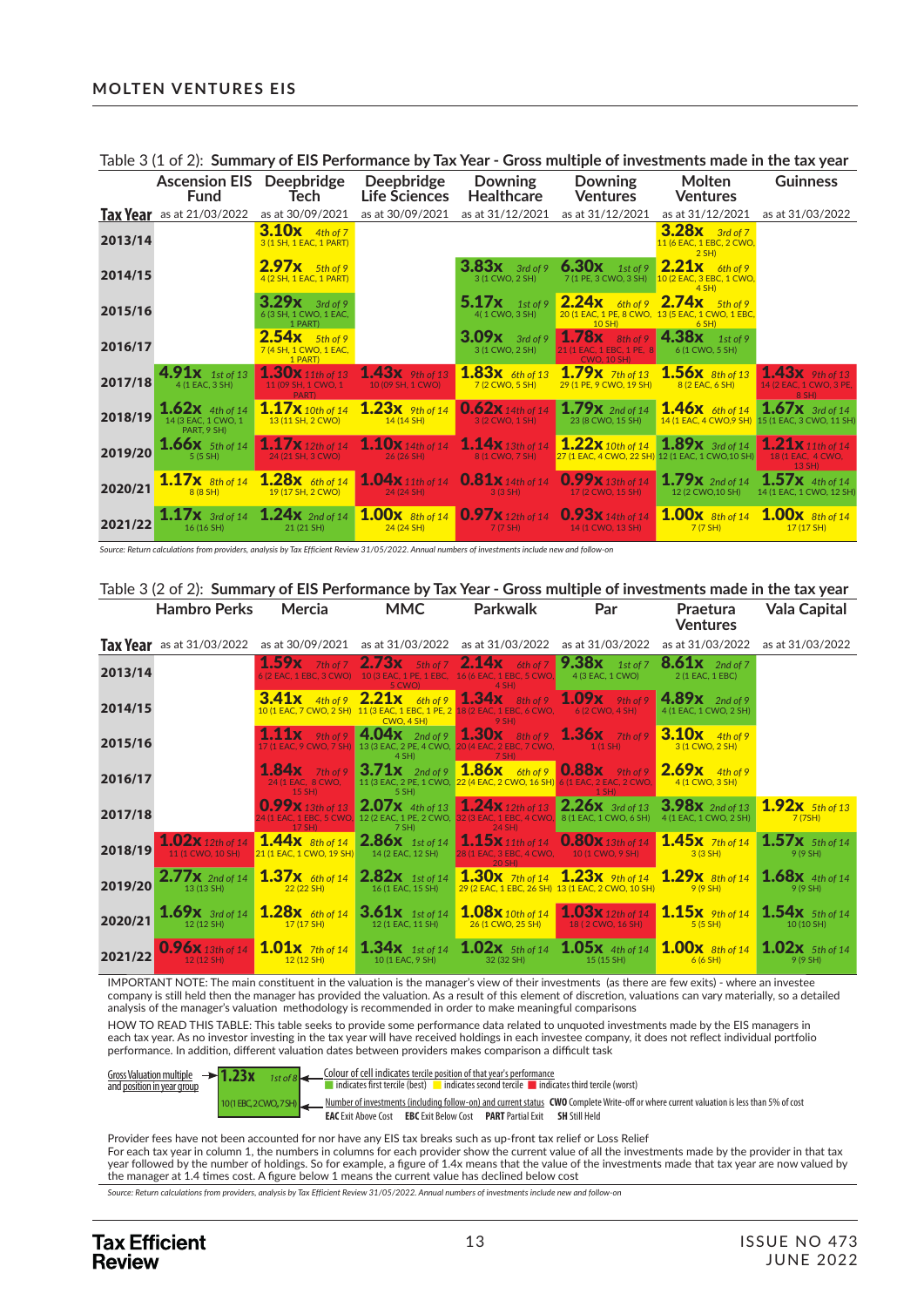Table 3 (1 of 2): **Summary of EIS Performance by Tax Year - Gross multiple of investments made in the tax year**

| Tax Year | Ascension EIS Fund | Deepbridge Tech | Deepbridge Life Sciences | Downing Healthcare | Downing Ventures | Molten Ventures | Guinness |
|---|---|---|---|---|---|---|---|
| | as at 21/03/2022 | as at 30/09/2021 | as at 30/09/2021 | as at 31/12/2021 | as at 31/12/2021 | as at 31/12/2021 | as at 31/03/2022 |
| 2013/14 | | 3.10x 4th of 7 3 (1 SH, 1 EAC, 1 PART) | | | | 3.28x 3rd of 7 11 (6 EAC, 1 EBC, 2 CWO, 2 SH) | |
| 2014/15 | | 2.97x 5th of 9 4 (2 SH, 1 EAC, 1 PART) | | 3.83x 3rd of 9 3 (1 CWO, 2 SH) | 6.30x 1st of 9 7 (1 PE, 3 CWO, 3 SH) | 2.21x 6th of 9 10 (2 EAC, 3 EBC, 1 CWO, 4 SH) | |
| 2015/16 | | 3.29x 3rd of 9 6 (3 SH, 1 CWO, 1 EAC, 1 PART) | | 5.17x 1st of 9 4( 1 CWO, 3 SH) | 2.24x 6th of 9 20 (1 EAC, 1 PE, 8 CWO, 10 SH) | 2.74x 5th of 9 13 (5 EAC, 1 CWO, 1 EBC, 6 SH) | |
| 2016/17 | | 2.54x 5th of 9 7 (4 SH, 1 CWO, 1 EAC, 1 PART) | | 3.09x 3rd of 9 3 (1 CWO, 2 SH) | 1.78x 8th of 9 21 (1 EAC, 1 EBC, 1 PE, 8 CWO, 10 SH) | 4.38x 1st of 9 6 (1 CWO, 5 SH) | |
| 2017/18 | 4.91x 1st of 13 4 (1 EAC, 3 SH) | 1.30x 11th of 13 11 (09 SH, 1 CWO, 1 PART) | 1.43x 9th of 13 10 (09 SH, 1 CWO) | 1.83x 6th of 13 7 (2 CWO, 5 SH) | 1.79x 7th of 13 29 (1 PE, 9 CWO, 19 SH) | 1.56x 8th of 13 8 (2 EAC, 6 SH) | 1.43x 9th of 13 14 (2 EAC, 1 CWO, 3 PE, 8 SH) |
| 2018/19 | 1.62x 4th of 14 14 (3 EAC, 1 CWO, 1 PART, 9 SH) | 1.17x 10th of 14 13 (11 SH, 2 CWO) | 1.23x 9th of 14 14 (14 SH) | 0.62x 14th of 14 3 (2 CWO, 1 SH) | 1.79x 2nd of 14 23 (8 CWO, 15 SH) | 1.46x 6th of 14 14 (1 EAC, 4 CWO,9 SH) | 1.67x 3rd of 14 15 (1 EAC, 3 CWO, 11 SH) |
| 2019/20 | 1.66x 5th of 14 5 (5 SH) | 1.17x 12th of 14 24 (21 SH, 3 CWO) | 1.10x 14th of 14 26 (26 SH) | 1.14x 13th of 14 8 (1 CWO, 7 SH) | 1.22x 10th of 14 27 (1 EAC, 4 CWO, 22 SH) | 1.89x 3rd of 14 12 (1 EAC, 1 CWO,10 SH) | 1.21x 11th of 14 18 (1 EAC, 4 CWO, 13 SH) |
| 2020/21 | 1.17x 8th of 14 8 (8 SH) | 1.28x 6th of 14 19 (17 SH, 2 CWO) | 1.04x 11th of 14 24 (24 SH) | 0.81x 14th of 14 3 (3 SH) | 0.99x 13th of 14 17 (2 CWO, 15 SH) | 1.79x 2nd of 14 12 (2 CWO,10 SH) | 1.57x 4th of 14 14 (1 EAC, 1 CWO, 12 SH) |
| 2021/22 | 1.17x 3rd of 14 16 (16 SH) | 1.24x 2nd of 14 21 (21 SH) | 1.00x 8th of 14 24 (24 SH) | 0.97x 12th of 14 7 (7 SH) | 0.93x 14th of 14 14 (1 CWO, 13 SH) | 1.00x 8th of 14 7 (7 SH) | 1.00x 8th of 14 17 (17 SH) |

*Source: Return calculations from providers, analysis by Tax Efficient Review 31/05/2022. Annual numbers of investments include new and follow-on*

Table 3 (2 of 2): **Summary of EIS Performance by Tax Year - Gross multiple of investments made in the tax year**

| Tax Year | Hambro Perks | Mercia | MMC | Parkwalk | Par | Praetura Ventures | Vala Capital |
|---|---|---|---|---|---|---|---|
| | as at 31/03/2022 | as at 30/09/2021 | as at 31/03/2022 | as at 31/03/2022 | as at 31/03/2022 | as at 31/03/2022 | as at 31/03/2022 |
| 2013/14 | | 1.59x 7th of 7 6 (2 EAC, 1 EBC, 3 CWO) | 2.73x 5th of 7 10 (3 EAC, 1 PE, 1 EBC, 5 CWO) | 2.14x 6th of 7 16 (6 EAC, 1 EBC, 5 CWO, 4 SH) | 9.38x 1st of 7 4 (3 EAC, 1 CWO) | 8.61x 2nd of 7 2 (1 EAC, 1 EBC) | |
| 2014/15 | | 3.41x 4th of 9 10 (1 EAC, 7 CWO, 2 SH) | 2.21x 6th of 9 11 (3 EAC, 1 EBC, 1 PE, 2 CWO, 4 SH) | 1.34x 8th of 9 18 (2 EAC, 1 EBC, 6 CWO, 9 SH) | 1.09x 9th of 9 6 (2 CWO, 4 SH) | 4.89x 2nd of 9 4 (1 EAC, 1 CWO, 2 SH) | |
| 2015/16 | | 1.11x 9th of 9 17 (1 EAC, 9 CWO, 7 SH) | 4.04x 2nd of 9 13 (3 EAC, 2 PE, 4 CWO, 4 SH) | 1.30x 8th of 9 20 (4 EAC, 2 EBC, 7 CWO, 7 SH) | 1.36x 7th of 9 1 (1 SH) | 3.10x 4th of 9 3 (1 CWO, 2 SH) | |
| 2016/17 | | 1.84x 7th of 9 24 (1 EAC, 8 CWO, 15 SH) | 3.71x 2nd of 9 11 (3 EAC, 2 PE, 1 CWO, 5 SH) | 1.86x 6th of 9 22 (4 EAC, 2 CWO, 16 SH) | 0.88x 9th of 9 6 (1 EAC, 2 EAC, 2 CWO, 1 SH) | 2.69x 4th of 9 4 (1 CWO, 3 SH) | |
| 2017/18 | | 0.99x 13th of 13 24 (1 EAC, 1 EBC, 5 CWO, 17 SH) | 2.07x 4th of 13 12 (2 EAC, 1 PE, 2 CWO, 7 SH) | 1.24x 12th of 13 32 (3 EAC, 1 EBC, 4 CWO, 24 SH) | 2.26x 3rd of 13 8 (1 EAC, 1 CWO, 6 SH) | 3.98x 2nd of 13 4 (1 EAC, 1 CWO, 2 SH) | 1.92x 5th of 13 7 (7SH) |
| 2018/19 | 1.02x 12th of 14 11 (1 CWO, 10 SH) | 1.44x 8th of 14 21 (1 EAC, 1 CWO, 19 SH) | 2.86x 1st of 14 14 (2 EAC, 12 SH) | 1.15x 11th of 14 28 (1 EAC, 3 EBC, 4 CWO, 20 SH) | 0.80x 13th of 14 10 (1 CWO, 9 SH) | 1.45x 7th of 14 3 (3 SH) | 1.57x 5th of 14 9 (9 SH) |
| 2019/20 | 2.77x 2nd of 14 13 (13 SH) | 1.37x 6th of 14 22 (22 SH) | 2.82x 1st of 14 16 (1 EAC, 15 SH) | 1.30x 7th of 14 29 (2 EAC, 1 EBC, 26 SH) | 1.23x 9th of 14 13 (1 EAC, 2 CWO, 10 SH) | 1.29x 8th of 14 9 (9 SH) | 1.68x 4th of 14 9 (9 SH) |
| 2020/21 | 1.69x 3rd of 14 12 (12 SH) | 1.28x 6th of 14 17 (17 SH) | 3.61x 1st of 14 12 (1 EAC, 11 SH) | 1.08x 10th of 14 26 (1 CWO, 25 SH) | 1.03x 12th of 14 18 ( 2 CWO, 16 SH) | 1.15x 9th of 14 5 (5 SH) | 1.54x 5th of 14 10 (10 SH) |
| 2021/22 | 0.96x 13th of 14 12 (12 SH) | 1.01x 7th of 14 12 (12 SH) | 1.34x 1st of 14 10 (1 EAC, 9 SH) | 1.02x 5th of 14 32 (32 SH) | 1.05x 4th of 14 15 (15 SH) | 1.00x 8th of 14 6 (6 SH) | 1.02x 5th of 14 9 (9 SH) |

IMPORTANT NOTE: The main constituent in the valuation is the manager's view of their investments (as there are few exits) - where an investee company is still held then the manager has provided the valuation. As a result of this element of discretion, valuations can vary materially, so a detailed analysis of the manager's valuation methodology is recommended in order to make meaningful comparisons

HOW TO READ THIS TABLE: This table seeks to provide some performance data related to unquoted investments made by the EIS managers in each tax year. As no investor investing in the tax year will have received holdings in each investee company, it does not reflect individual portfolio performance. In addition, different valuation dates between providers makes comparison a difficult task

Gross Valuation multiple and position in year group → 1.23x 1st of 8 / 10 (1 EBC, 2 CWO, 7 SH)

Colour of cell indicates tercile position of that year's performance: green indicates first tercile (best); yellow indicates second tercile; red indicates third tercile (worst)

Number of investments (including follow-on) and current status. **CWO** Complete Write-off or where current valuation is less than 5% of cost; **EAC** Exit Above Cost; **EBC** Exit Below Cost; **PART** Partial Exit; **SH** Still Held

Provider fees have not been accounted for nor have any EIS tax breaks such as up-front tax relief or Loss Relief

For each tax year in column 1, the numbers in columns for each provider show the current value of all the investments made by the provider in that tax year followed by the number of holdings. So for example, a figure of 1.4x means that the value of the investments made that tax year are now valued by the manager at 1.4 times cost. A figure below 1 means the current value has declined below cost

*Source: Return calculations from providers, analysis by Tax Efficient Review 31/05/2022. Annual numbers of investments include new and follow-on*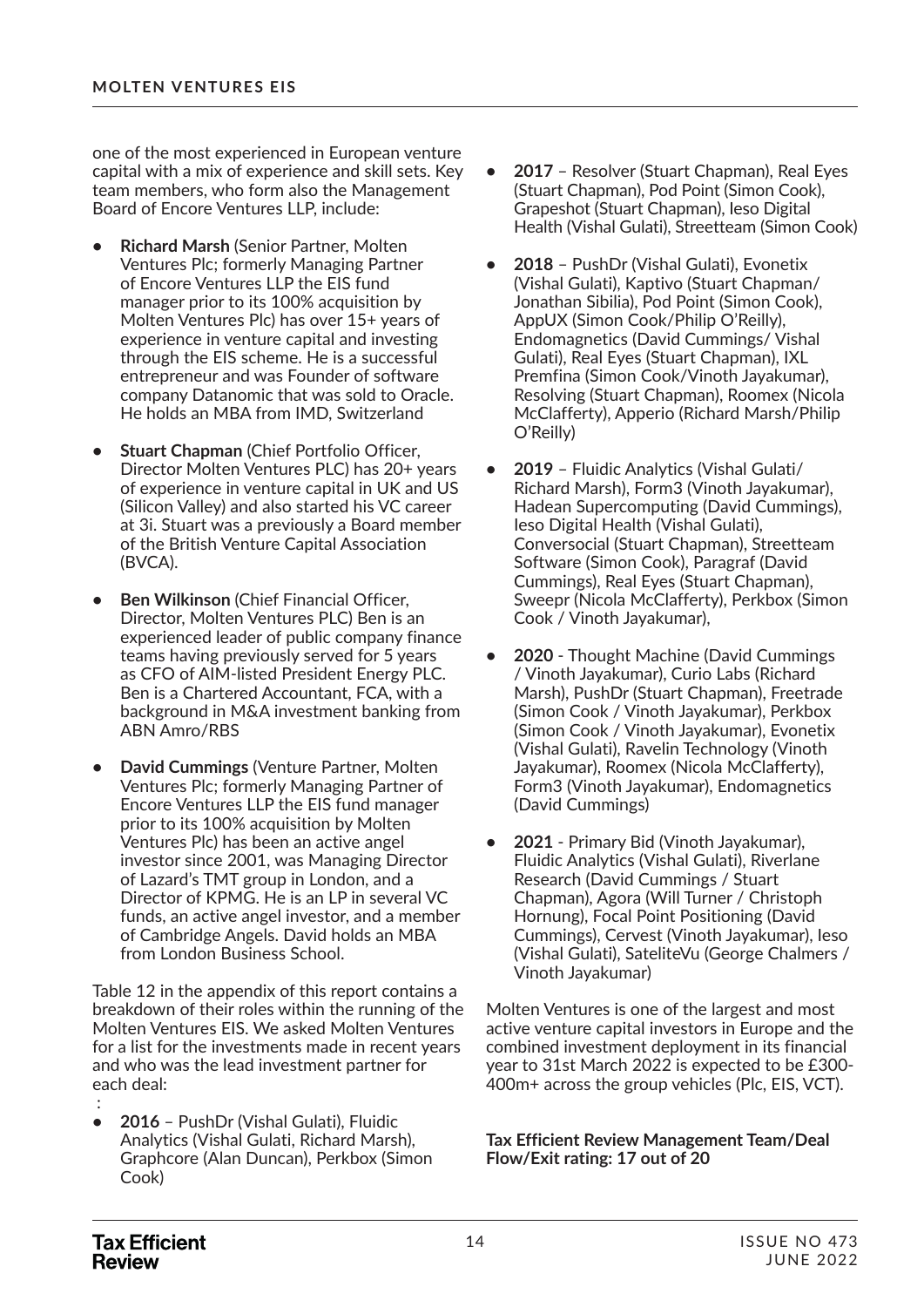one of the most experienced in European venture capital with a mix of experience and skill sets. Key team members, who form also the Management Board of Encore Ventures LLP, include:

- **Richard Marsh** (Senior Partner, Molten Ventures Plc; formerly Managing Partner of Encore Ventures LLP the EIS fund manager prior to its 100% acquisition by Molten Ventures Plc) has over 15+ years of experience in venture capital and investing through the EIS scheme. He is a successful entrepreneur and was Founder of software company Datanomic that was sold to Oracle. He holds an MBA from IMD, Switzerland
- **Stuart Chapman** (Chief Portfolio Officer, Director Molten Ventures PLC) has 20+ years of experience in venture capital in UK and US (Silicon Valley) and also started his VC career at 3i. Stuart was a previously a Board member of the British Venture Capital Association (BVCA).
- **Ben Wilkinson** (Chief Financial Officer, Director, Molten Ventures PLC) Ben is an experienced leader of public company finance teams having previously served for 5 years as CFO of AIM-listed President Energy PLC. Ben is a Chartered Accountant, FCA, with a background in M&A investment banking from ABN Amro/RBS
- **David Cummings** (Venture Partner, Molten Ventures Plc; formerly Managing Partner of Encore Ventures LLP the EIS fund manager prior to its 100% acquisition by Molten Ventures Plc) has been an active angel investor since 2001, was Managing Director of Lazard's TMT group in London, and a Director of KPMG. He is an LP in several VC funds, an active angel investor, and a member of Cambridge Angels. David holds an MBA from London Business School.

Table 12 in the appendix of this report contains a breakdown of their roles within the running of the Molten Ventures EIS. We asked Molten Ventures for a list for the investments made in recent years and who was the lead investment partner for each deal:

:

- **2016** – PushDr (Vishal Gulati), Fluidic Analytics (Vishal Gulati, Richard Marsh), Graphcore (Alan Duncan), Perkbox (Simon Cook)
- **2017** – Resolver (Stuart Chapman), Real Eyes (Stuart Chapman), Pod Point (Simon Cook), Grapeshot (Stuart Chapman), Ieso Digital Health (Vishal Gulati), Streetteam (Simon Cook)
- **2018** – PushDr (Vishal Gulati), Evonetix (Vishal Gulati), Kaptivo (Stuart Chapman/ Jonathan Sibilia), Pod Point (Simon Cook), AppUX (Simon Cook/Philip O'Reilly), Endomagnetics (David Cummings/ Vishal Gulati), Real Eyes (Stuart Chapman), IXL Premfina (Simon Cook/Vinoth Jayakumar), Resolving (Stuart Chapman), Roomex (Nicola McClafferty), Apperio (Richard Marsh/Philip O'Reilly)
- **2019** – Fluidic Analytics (Vishal Gulati/ Richard Marsh), Form3 (Vinoth Jayakumar), Hadean Supercomputing (David Cummings), Ieso Digital Health (Vishal Gulati), Conversocial (Stuart Chapman), Streetteam Software (Simon Cook), Paragraf (David Cummings), Real Eyes (Stuart Chapman), Sweepr (Nicola McClafferty), Perkbox (Simon Cook / Vinoth Jayakumar),
- **2020** - Thought Machine (David Cummings / Vinoth Jayakumar), Curio Labs (Richard Marsh), PushDr (Stuart Chapman), Freetrade (Simon Cook / Vinoth Jayakumar), Perkbox (Simon Cook / Vinoth Jayakumar), Evonetix (Vishal Gulati), Ravelin Technology (Vinoth Jayakumar), Roomex (Nicola McClafferty), Form3 (Vinoth Jayakumar), Endomagnetics (David Cummings)
- **2021** - Primary Bid (Vinoth Jayakumar), Fluidic Analytics (Vishal Gulati), Riverlane Research (David Cummings / Stuart Chapman), Agora (Will Turner / Christoph Hornung), Focal Point Positioning (David Cummings), Cervest (Vinoth Jayakumar), Ieso (Vishal Gulati), SateliteVu (George Chalmers / Vinoth Jayakumar)

Molten Ventures is one of the largest and most active venture capital investors in Europe and the combined investment deployment in its financial year to 31st March 2022 is expected to be £300-400m+ across the group vehicles (Plc, EIS, VCT).

**Tax Efficient Review Management Team/Deal Flow/Exit rating: 17 out of 20**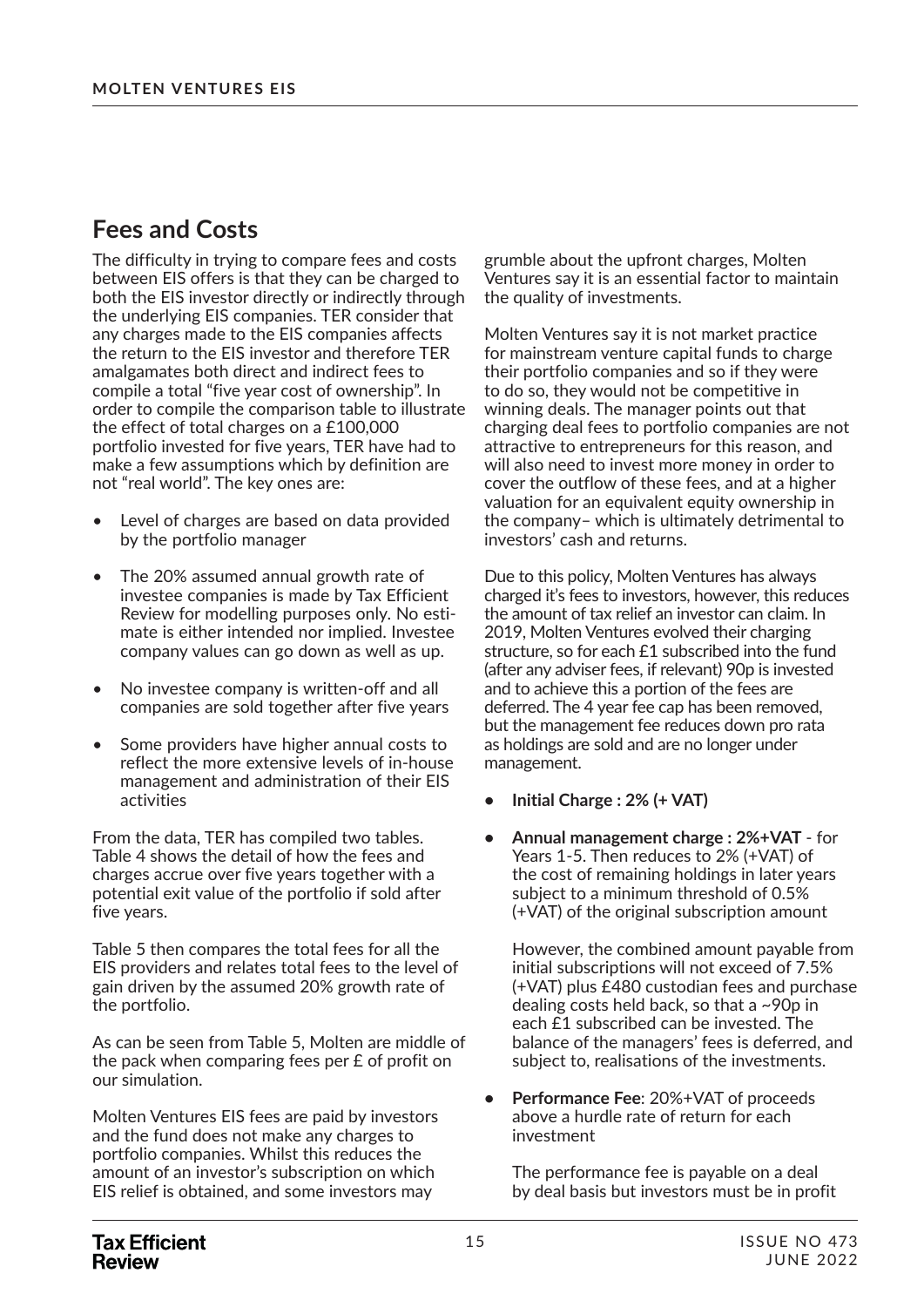## Fees and Costs

The difficulty in trying to compare fees and costs between EIS offers is that they can be charged to both the EIS investor directly or indirectly through the underlying EIS companies. TER consider that any charges made to the EIS companies affects the return to the EIS investor and therefore TER amalgamates both direct and indirect fees to compile a total "five year cost of ownership". In order to compile the comparison table to illustrate the effect of total charges on a £100,000 portfolio invested for five years, TER have had to make a few assumptions which by definition are not "real world". The key ones are:

- Level of charges are based on data provided by the portfolio manager
- The 20% assumed annual growth rate of investee companies is made by Tax Efficient Review for modelling purposes only. No estimate is either intended nor implied. Investee company values can go down as well as up.
- No investee company is written-off and all companies are sold together after five years
- Some providers have higher annual costs to reflect the more extensive levels of in-house management and administration of their EIS activities

From the data, TER has compiled two tables. Table 4 shows the detail of how the fees and charges accrue over five years together with a potential exit value of the portfolio if sold after five years.

Table 5 then compares the total fees for all the EIS providers and relates total fees to the level of gain driven by the assumed 20% growth rate of the portfolio.

As can be seen from Table 5, Molten are middle of the pack when comparing fees per £ of profit on our simulation.

Molten Ventures EIS fees are paid by investors and the fund does not make any charges to portfolio companies. Whilst this reduces the amount of an investor's subscription on which EIS relief is obtained, and some investors may grumble about the upfront charges, Molten Ventures say it is an essential factor to maintain the quality of investments.

Molten Ventures say it is not market practice for mainstream venture capital funds to charge their portfolio companies and so if they were to do so, they would not be competitive in winning deals. The manager points out that charging deal fees to portfolio companies are not attractive to entrepreneurs for this reason, and will also need to invest more money in order to cover the outflow of these fees, and at a higher valuation for an equivalent equity ownership in the company– which is ultimately detrimental to investors' cash and returns.

Due to this policy, Molten Ventures has always charged it's fees to investors, however, this reduces the amount of tax relief an investor can claim. In 2019, Molten Ventures evolved their charging structure, so for each £1 subscribed into the fund (after any adviser fees, if relevant) 90p is invested and to achieve this a portion of the fees are deferred. The 4 year fee cap has been removed, but the management fee reduces down pro rata as holdings are sold and are no longer under management.

- **Initial Charge : 2% (+ VAT)**
- **Annual management charge : 2%+VAT** - for Years 1-5. Then reduces to 2% (+VAT) of the cost of remaining holdings in later years subject to a minimum threshold of 0.5% (+VAT) of the original subscription amount

  However, the combined amount payable from initial subscriptions will not exceed of 7.5% (+VAT) plus £480 custodian fees and purchase dealing costs held back, so that a ~90p in each £1 subscribed can be invested. The balance of the managers' fees is deferred, and subject to, realisations of the investments.
- **Performance Fee**: 20%+VAT of proceeds above a hurdle rate of return for each investment

  The performance fee is payable on a deal by deal basis but investors must be in profit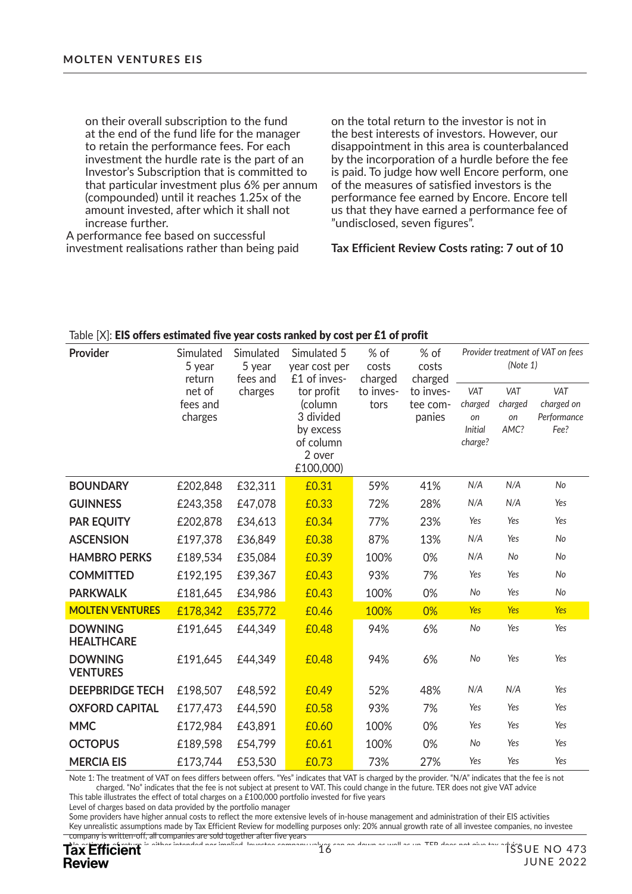on their overall subscription to the fund at the end of the fund life for the manager to retain the performance fees. For each investment the hurdle rate is the part of an Investor's Subscription that is committed to that particular investment plus 6% per annum (compounded) until it reaches 1.25x of the amount invested, after which it shall not increase further.

A performance fee based on successful investment realisations rather than being paid on the total return to the investor is not in the best interests of investors. However, our disappointment in this area is counterbalanced by the incorporation of a hurdle before the fee is paid. To judge how well Encore perform, one of the measures of satisfied investors is the performance fee earned by Encore. Encore tell us that they have earned a performance fee of "undisclosed, seven figures".

**Tax Efficient Review Costs rating: 7 out of 10**

Table [X]: **EIS offers estimated five year costs ranked by cost per £1 of profit**

| Provider | Simulated 5 year return net of fees and charges | Simulated 5 year fees and charges | Simulated 5 year cost per £1 of investor profit (column 3 divided by excess of column 2 over £100,000) | % of costs charged to investors | % of costs charged to investee companies | *Provider treatment of VAT on fees (Note 1)* | | |
|---|---|---|---|---|---|---|---|---|
| | | | | | | *VAT charged on Initial charge?* | *VAT charged on AMC?* | *VAT charged on Performance Fee?* |
| **BOUNDARY** | £202,848 | £32,311 | £0.31 | 59% | 41% | *N/A* | *N/A* | *No* |
| **GUINNESS** | £243,358 | £47,078 | £0.33 | 72% | 28% | *N/A* | *N/A* | *Yes* |
| **PAR EQUITY** | £202,878 | £34,613 | £0.34 | 77% | 23% | *Yes* | *Yes* | *Yes* |
| **ASCENSION** | £197,378 | £36,849 | £0.38 | 87% | 13% | *N/A* | *Yes* | *No* |
| **HAMBRO PERKS** | £189,534 | £35,084 | £0.39 | 100% | 0% | *N/A* | *No* | *No* |
| **COMMITTED** | £192,195 | £39,367 | £0.43 | 93% | 7% | *Yes* | *Yes* | *No* |
| **PARKWALK** | £181,645 | £34,986 | £0.43 | 100% | 0% | *No* | *Yes* | *No* |
| **MOLTEN VENTURES** | £178,342 | £35,772 | £0.46 | 100% | 0% | *Yes* | *Yes* | *Yes* |
| **DOWNING HEALTHCARE** | £191,645 | £44,349 | £0.48 | 94% | 6% | *No* | *Yes* | *Yes* |
| **DOWNING VENTURES** | £191,645 | £44,349 | £0.48 | 94% | 6% | *No* | *Yes* | *Yes* |
| **DEEPBRIDGE TECH** | £198,507 | £48,592 | £0.49 | 52% | 48% | *N/A* | *N/A* | *Yes* |
| **OXFORD CAPITAL** | £177,473 | £44,590 | £0.58 | 93% | 7% | *Yes* | *Yes* | *Yes* |
| **MMC** | £172,984 | £43,891 | £0.60 | 100% | 0% | *Yes* | *Yes* | *Yes* |
| **OCTOPUS** | £189,598 | £54,799 | £0.61 | 100% | 0% | *No* | *Yes* | *Yes* |
| **MERCIA EIS** | £173,744 | £53,530 | £0.73 | 73% | 27% | *Yes* | *Yes* | *Yes* |

Note 1: The treatment of VAT on fees differs between offers. "Yes" indicates that VAT is charged by the provider. "N/A" indicates that the fee is not charged. "No" indicates that the fee is not subject at present to VAT. This could change in the future. TER does not give VAT advice

This table illustrates the effect of total charges on a £100,000 portfolio invested for five years

Level of charges based on data provided by the portfolio manager

Some providers have higher annual costs to reflect the more extensive levels of in-house management and administration of their EIS activities

Key unrealistic assumptions made by Tax Efficient Review for modelling purposes only: 20% annual growth rate of all investee companies, no investee company is written-off, all companies are sold together after five years

No guarantee of return is either intended nor implied. Investee company values can go down as well as up. TER does not give tax advice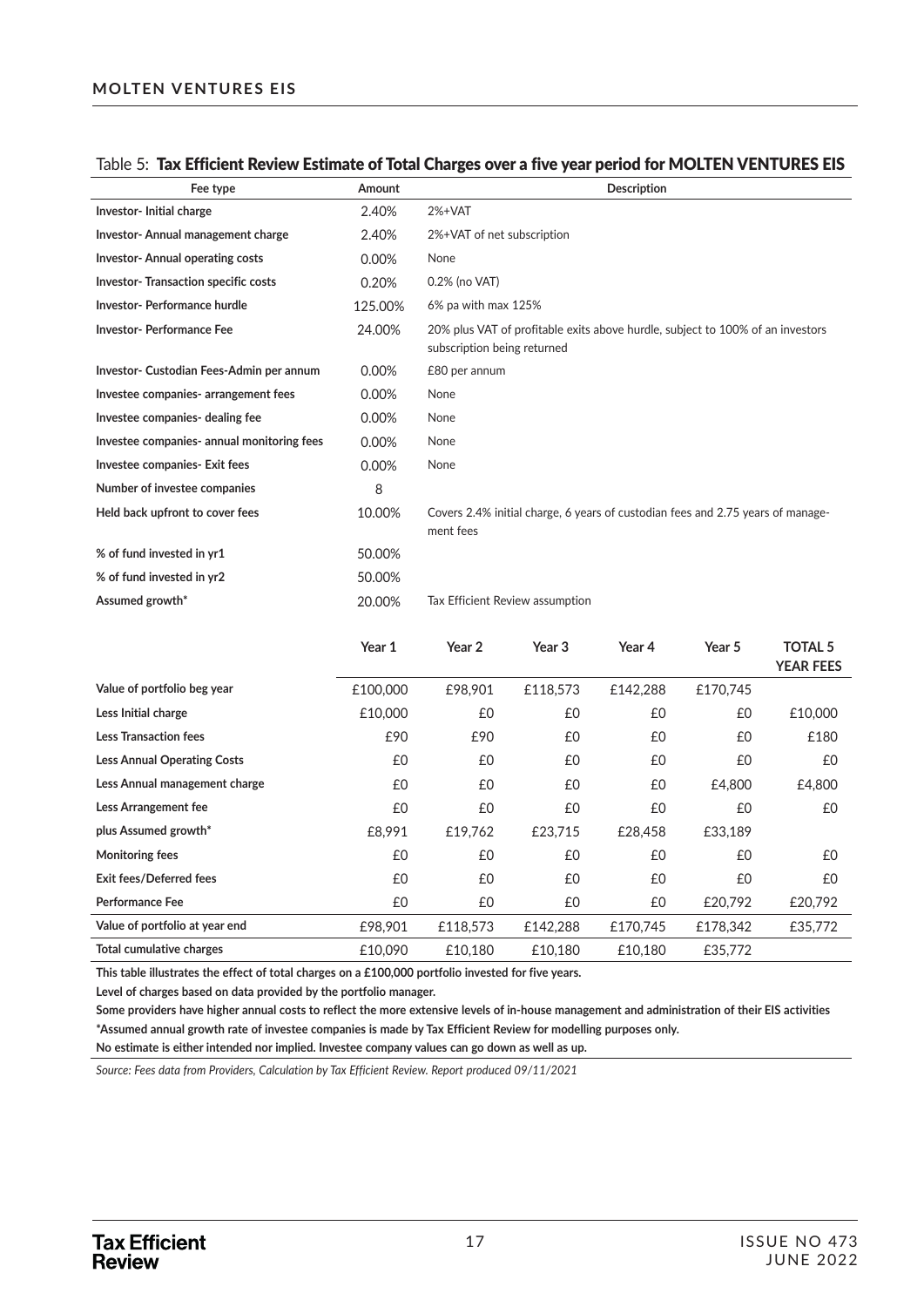Table 5: **Tax Efficient Review Estimate of Total Charges over a five year period for MOLTEN VENTURES EIS**

| Fee type | Amount | Description |
|---|---|---|
| Investor- Initial charge | 2.40% | 2%+VAT |
| Investor- Annual management charge | 2.40% | 2%+VAT of net subscription |
| Investor- Annual operating costs | 0.00% | None |
| Investor- Transaction specific costs | 0.20% | 0.2% (no VAT) |
| Investor- Performance hurdle | 125.00% | 6% pa with max 125% |
| Investor- Performance Fee | 24.00% | 20% plus VAT of profitable exits above hurdle, subject to 100% of an investors subscription being returned |
| Investor- Custodian Fees-Admin per annum | 0.00% | £80 per annum |
| Investee companies- arrangement fees | 0.00% | None |
| Investee companies- dealing fee | 0.00% | None |
| Investee companies- annual monitoring fees | 0.00% | None |
| Investee companies- Exit fees | 0.00% | None |
| Number of investee companies | 8 | |
| Held back upfront to cover fees | 10.00% | Covers 2.4% initial charge, 6 years of custodian fees and 2.75 years of management fees |
| % of fund invested in yr1 | 50.00% | |
| % of fund invested in yr2 | 50.00% | |
| Assumed growth* | 20.00% | Tax Efficient Review assumption |

| | Year 1 | Year 2 | Year 3 | Year 4 | Year 5 | TOTAL 5 YEAR FEES |
|---|---|---|---|---|---|---|
| Value of portfolio beg year | £100,000 | £98,901 | £118,573 | £142,288 | £170,745 | |
| Less Initial charge | £10,000 | £0 | £0 | £0 | £0 | £10,000 |
| Less Transaction fees | £90 | £90 | £0 | £0 | £0 | £180 |
| Less Annual Operating Costs | £0 | £0 | £0 | £0 | £0 | £0 |
| Less Annual management charge | £0 | £0 | £0 | £0 | £4,800 | £4,800 |
| Less Arrangement fee | £0 | £0 | £0 | £0 | £0 | £0 |
| plus Assumed growth* | £8,991 | £19,762 | £23,715 | £28,458 | £33,189 | |
| Monitoring fees | £0 | £0 | £0 | £0 | £0 | £0 |
| Exit fees/Deferred fees | £0 | £0 | £0 | £0 | £0 | £0 |
| Performance Fee | £0 | £0 | £0 | £0 | £20,792 | £20,792 |
| Value of portfolio at year end | £98,901 | £118,573 | £142,288 | £170,745 | £178,342 | £35,772 |
| Total cumulative charges | £10,090 | £10,180 | £10,180 | £10,180 | £35,772 | |

**This table illustrates the effect of total charges on a £100,000 portfolio invested for five years.**

**Level of charges based on data provided by the portfolio manager.**

**Some providers have higher annual costs to reflect the more extensive levels of in-house management and administration of their EIS activities**

**\*Assumed annual growth rate of investee companies is made by Tax Efficient Review for modelling purposes only.**

**No estimate is either intended nor implied. Investee company values can go down as well as up.**

*Source: Fees data from Providers, Calculation by Tax Efficient Review. Report produced 09/11/2021*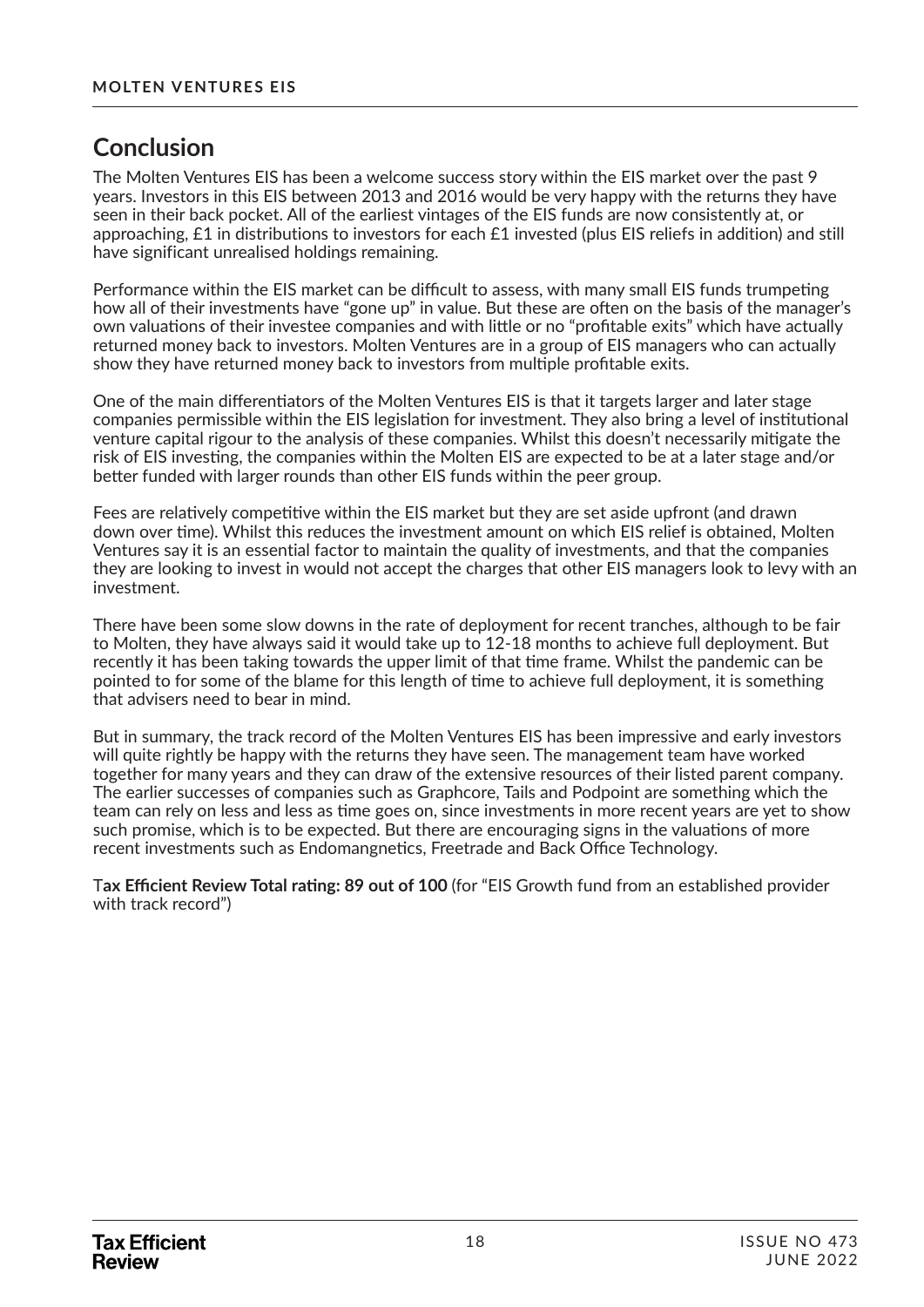## Conclusion

The Molten Ventures EIS has been a welcome success story within the EIS market over the past 9 years. Investors in this EIS between 2013 and 2016 would be very happy with the returns they have seen in their back pocket. All of the earliest vintages of the EIS funds are now consistently at, or approaching, £1 in distributions to investors for each £1 invested (plus EIS reliefs in addition) and still have significant unrealised holdings remaining.

Performance within the EIS market can be difficult to assess, with many small EIS funds trumpeting how all of their investments have "gone up" in value. But these are often on the basis of the manager's own valuations of their investee companies and with little or no "profitable exits" which have actually returned money back to investors. Molten Ventures are in a group of EIS managers who can actually show they have returned money back to investors from multiple profitable exits.

One of the main differentiators of the Molten Ventures EIS is that it targets larger and later stage companies permissible within the EIS legislation for investment. They also bring a level of institutional venture capital rigour to the analysis of these companies. Whilst this doesn't necessarily mitigate the risk of EIS investing, the companies within the Molten EIS are expected to be at a later stage and/or better funded with larger rounds than other EIS funds within the peer group.

Fees are relatively competitive within the EIS market but they are set aside upfront (and drawn down over time). Whilst this reduces the investment amount on which EIS relief is obtained, Molten Ventures say it is an essential factor to maintain the quality of investments, and that the companies they are looking to invest in would not accept the charges that other EIS managers look to levy with an investment.

There have been some slow downs in the rate of deployment for recent tranches, although to be fair to Molten, they have always said it would take up to 12-18 months to achieve full deployment. But recently it has been taking towards the upper limit of that time frame. Whilst the pandemic can be pointed to for some of the blame for this length of time to achieve full deployment, it is something that advisers need to bear in mind.

But in summary, the track record of the Molten Ventures EIS has been impressive and early investors will quite rightly be happy with the returns they have seen. The management team have worked together for many years and they can draw of the extensive resources of their listed parent company. The earlier successes of companies such as Graphcore, Tails and Podpoint are something which the team can rely on less and less as time goes on, since investments in more recent years are yet to show such promise, which is to be expected. But there are encouraging signs in the valuations of more recent investments such as Endomangnetics, Freetrade and Back Office Technology.

**Tax Efficient Review Total rating: 89 out of 100** (for "EIS Growth fund from an established provider with track record")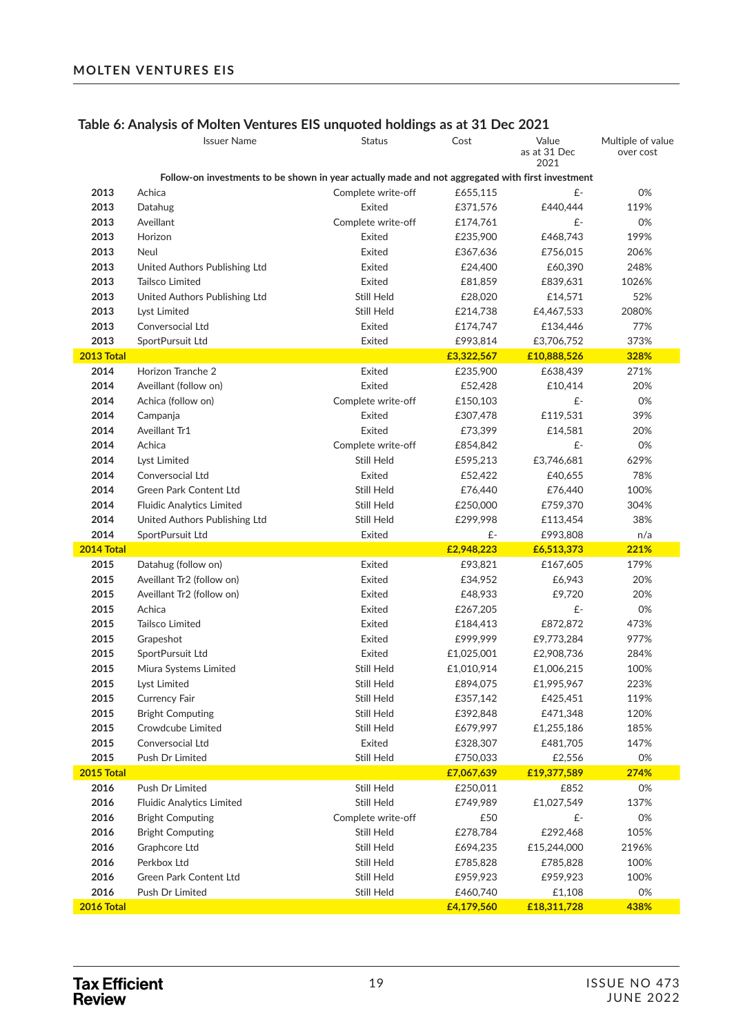## Table 6: Analysis of Molten Ventures EIS unquoted holdings as at 31 Dec 2021

| | Issuer Name | Status | Cost | Value as at 31 Dec 2021 | Multiple of value over cost |
|---|---|---|---|---|---|
| | **Follow-on investments to be shown in year actually made and not aggregated with first investment** | | | | |
| 2013 | Achica | Complete write-off | £655,115 | £- | 0% |
| 2013 | Datahug | Exited | £371,576 | £440,444 | 119% |
| 2013 | Aveillant | Complete write-off | £174,761 | £- | 0% |
| 2013 | Horizon | Exited | £235,900 | £468,743 | 199% |
| 2013 | Neul | Exited | £367,636 | £756,015 | 206% |
| 2013 | United Authors Publishing Ltd | Exited | £24,400 | £60,390 | 248% |
| 2013 | Tailsco Limited | Exited | £81,859 | £839,631 | 1026% |
| 2013 | United Authors Publishing Ltd | Still Held | £28,020 | £14,571 | 52% |
| 2013 | Lyst Limited | Still Held | £214,738 | £4,467,533 | 2080% |
| 2013 | Conversocial Ltd | Exited | £174,747 | £134,446 | 77% |
| 2013 | SportPursuit Ltd | Exited | £993,814 | £3,706,752 | 373% |
| **2013 Total** | | | **£3,322,567** | **£10,888,526** | **328%** |
| 2014 | Horizon Tranche 2 | Exited | £235,900 | £638,439 | 271% |
| 2014 | Aveillant (follow on) | Exited | £52,428 | £10,414 | 20% |
| 2014 | Achica (follow on) | Complete write-off | £150,103 | £- | 0% |
| 2014 | Campanja | Exited | £307,478 | £119,531 | 39% |
| 2014 | Aveillant Tr1 | Exited | £73,399 | £14,581 | 20% |
| 2014 | Achica | Complete write-off | £854,842 | £- | 0% |
| 2014 | Lyst Limited | Still Held | £595,213 | £3,746,681 | 629% |
| 2014 | Conversocial Ltd | Exited | £52,422 | £40,655 | 78% |
| 2014 | Green Park Content Ltd | Still Held | £76,440 | £76,440 | 100% |
| 2014 | Fluidic Analytics Limited | Still Held | £250,000 | £759,370 | 304% |
| 2014 | United Authors Publishing Ltd | Still Held | £299,998 | £113,454 | 38% |
| 2014 | SportPursuit Ltd | Exited | £- | £993,808 | n/a |
| **2014 Total** | | | **£2,948,223** | **£6,513,373** | **221%** |
| 2015 | Datahug (follow on) | Exited | £93,821 | £167,605 | 179% |
| 2015 | Aveillant Tr2 (follow on) | Exited | £34,952 | £6,943 | 20% |
| 2015 | Aveillant Tr2 (follow on) | Exited | £48,933 | £9,720 | 20% |
| 2015 | Achica | Exited | £267,205 | £- | 0% |
| 2015 | Tailsco Limited | Exited | £184,413 | £872,872 | 473% |
| 2015 | Grapeshot | Exited | £999,999 | £9,773,284 | 977% |
| 2015 | SportPursuit Ltd | Exited | £1,025,001 | £2,908,736 | 284% |
| 2015 | Miura Systems Limited | Still Held | £1,010,914 | £1,006,215 | 100% |
| 2015 | Lyst Limited | Still Held | £894,075 | £1,995,967 | 223% |
| 2015 | Currency Fair | Still Held | £357,142 | £425,451 | 119% |
| 2015 | Bright Computing | Still Held | £392,848 | £471,348 | 120% |
| 2015 | Crowdcube Limited | Still Held | £679,997 | £1,255,186 | 185% |
| 2015 | Conversocial Ltd | Exited | £328,307 | £481,705 | 147% |
| 2015 | Push Dr Limited | Still Held | £750,033 | £2,556 | 0% |
| **2015 Total** | | | **£7,067,639** | **£19,377,589** | **274%** |
| 2016 | Push Dr Limited | Still Held | £250,011 | £852 | 0% |
| 2016 | Fluidic Analytics Limited | Still Held | £749,989 | £1,027,549 | 137% |
| 2016 | Bright Computing | Complete write-off | £50 | £- | 0% |
| 2016 | Bright Computing | Still Held | £278,784 | £292,468 | 105% |
| 2016 | Graphcore Ltd | Still Held | £694,235 | £15,244,000 | 2196% |
| 2016 | Perkbox Ltd | Still Held | £785,828 | £785,828 | 100% |
| 2016 | Green Park Content Ltd | Still Held | £959,923 | £959,923 | 100% |
| 2016 | Push Dr Limited | Still Held | £460,740 | £1,108 | 0% |
| **2016 Total** | | | **£4,179,560** | **£18,311,728** | **438%** |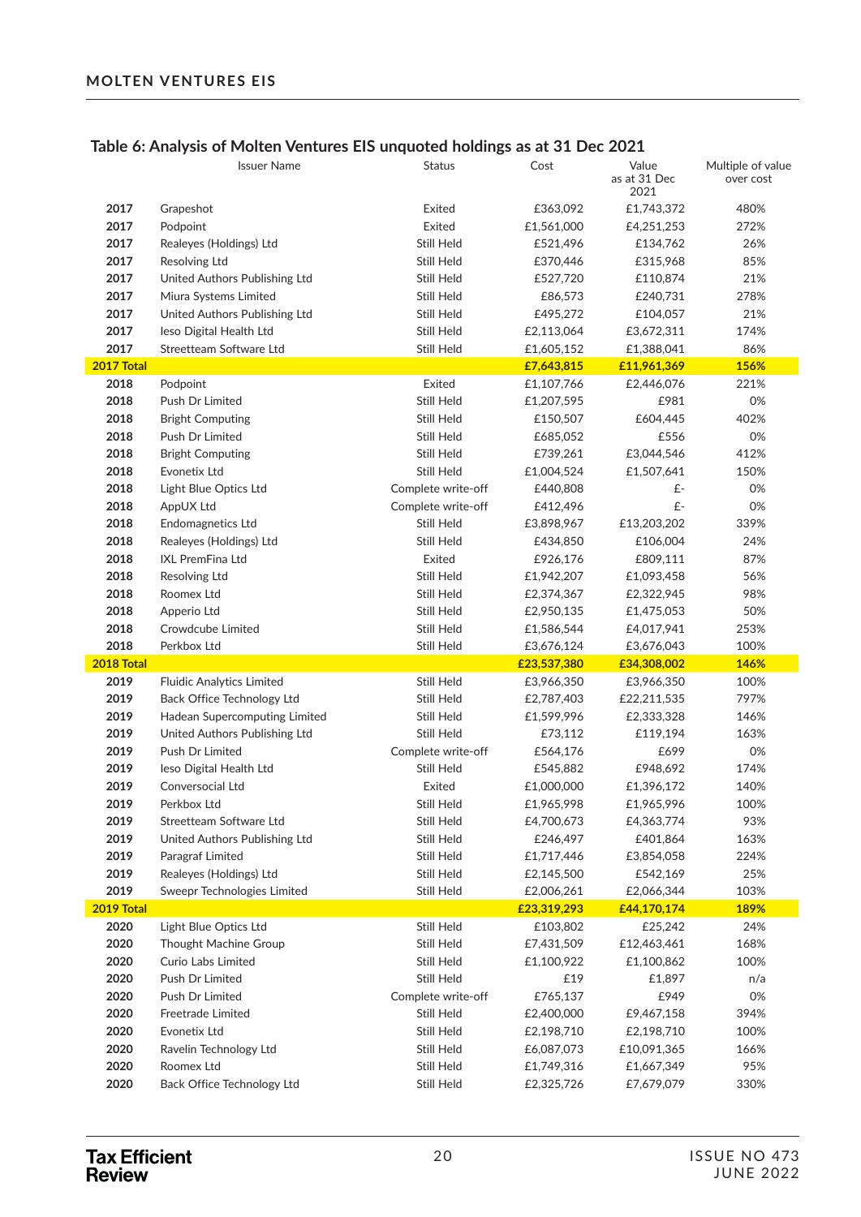## Table 6: Analysis of Molten Ventures EIS unquoted holdings as at 31 Dec 2021

| | Issuer Name | Status | Cost | Value as at 31 Dec 2021 | Multiple of value over cost |
|---|---|---|---|---|---|
| 2017 | Grapeshot | Exited | £363,092 | £1,743,372 | 480% |
| 2017 | Podpoint | Exited | £1,561,000 | £4,251,253 | 272% |
| 2017 | Realeyes (Holdings) Ltd | Still Held | £521,496 | £134,762 | 26% |
| 2017 | Resolving Ltd | Still Held | £370,446 | £315,968 | 85% |
| 2017 | United Authors Publishing Ltd | Still Held | £527,720 | £110,874 | 21% |
| 2017 | Miura Systems Limited | Still Held | £86,573 | £240,731 | 278% |
| 2017 | United Authors Publishing Ltd | Still Held | £495,272 | £104,057 | 21% |
| 2017 | Ieso Digital Health Ltd | Still Held | £2,113,064 | £3,672,311 | 174% |
| 2017 | Streetteam Software Ltd | Still Held | £1,605,152 | £1,388,041 | 86% |
| **2017 Total** | | | **£7,643,815** | **£11,961,369** | **156%** |
| 2018 | Podpoint | Exited | £1,107,766 | £2,446,076 | 221% |
| 2018 | Push Dr Limited | Still Held | £1,207,595 | £981 | 0% |
| 2018 | Bright Computing | Still Held | £150,507 | £604,445 | 402% |
| 2018 | Push Dr Limited | Still Held | £685,052 | £556 | 0% |
| 2018 | Bright Computing | Still Held | £739,261 | £3,044,546 | 412% |
| 2018 | Evonetix Ltd | Still Held | £1,004,524 | £1,507,641 | 150% |
| 2018 | Light Blue Optics Ltd | Complete write-off | £440,808 | £- | 0% |
| 2018 | AppUX Ltd | Complete write-off | £412,496 | £- | 0% |
| 2018 | Endomagnetics Ltd | Still Held | £3,898,967 | £13,203,202 | 339% |
| 2018 | Realeyes (Holdings) Ltd | Still Held | £434,850 | £106,004 | 24% |
| 2018 | IXL PremFina Ltd | Exited | £926,176 | £809,111 | 87% |
| 2018 | Resolving Ltd | Still Held | £1,942,207 | £1,093,458 | 56% |
| 2018 | Roomex Ltd | Still Held | £2,374,367 | £2,322,945 | 98% |
| 2018 | Apperio Ltd | Still Held | £2,950,135 | £1,475,053 | 50% |
| 2018 | Crowdcube Limited | Still Held | £1,586,544 | £4,017,941 | 253% |
| 2018 | Perkbox Ltd | Still Held | £3,676,124 | £3,676,043 | 100% |
| **2018 Total** | | | **£23,537,380** | **£34,308,002** | **146%** |
| 2019 | Fluidic Analytics Limited | Still Held | £3,966,350 | £3,966,350 | 100% |
| 2019 | Back Office Technology Ltd | Still Held | £2,787,403 | £22,211,535 | 797% |
| 2019 | Hadean Supercomputing Limited | Still Held | £1,599,996 | £2,333,328 | 146% |
| 2019 | United Authors Publishing Ltd | Still Held | £73,112 | £119,194 | 163% |
| 2019 | Push Dr Limited | Complete write-off | £564,176 | £699 | 0% |
| 2019 | Ieso Digital Health Ltd | Still Held | £545,882 | £948,692 | 174% |
| 2019 | Conversocial Ltd | Exited | £1,000,000 | £1,396,172 | 140% |
| 2019 | Perkbox Ltd | Still Held | £1,965,998 | £1,965,996 | 100% |
| 2019 | Streetteam Software Ltd | Still Held | £4,700,673 | £4,363,774 | 93% |
| 2019 | United Authors Publishing Ltd | Still Held | £246,497 | £401,864 | 163% |
| 2019 | Paragraf Limited | Still Held | £1,717,446 | £3,854,058 | 224% |
| 2019 | Realeyes (Holdings) Ltd | Still Held | £2,145,500 | £542,169 | 25% |
| 2019 | Sweepr Technologies Limited | Still Held | £2,006,261 | £2,066,344 | 103% |
| **2019 Total** | | | **£23,319,293** | **£44,170,174** | **189%** |
| 2020 | Light Blue Optics Ltd | Still Held | £103,802 | £25,242 | 24% |
| 2020 | Thought Machine Group | Still Held | £7,431,509 | £12,463,461 | 168% |
| 2020 | Curio Labs Limited | Still Held | £1,100,922 | £1,100,862 | 100% |
| 2020 | Push Dr Limited | Still Held | £19 | £1,897 | n/a |
| 2020 | Push Dr Limited | Complete write-off | £765,137 | £949 | 0% |
| 2020 | Freetrade Limited | Still Held | £2,400,000 | £9,467,158 | 394% |
| 2020 | Evonetix Ltd | Still Held | £2,198,710 | £2,198,710 | 100% |
| 2020 | Ravelin Technology Ltd | Still Held | £6,087,073 | £10,091,365 | 166% |
| 2020 | Roomex Ltd | Still Held | £1,749,316 | £1,667,349 | 95% |
| 2020 | Back Office Technology Ltd | Still Held | £2,325,726 | £7,679,079 | 330% |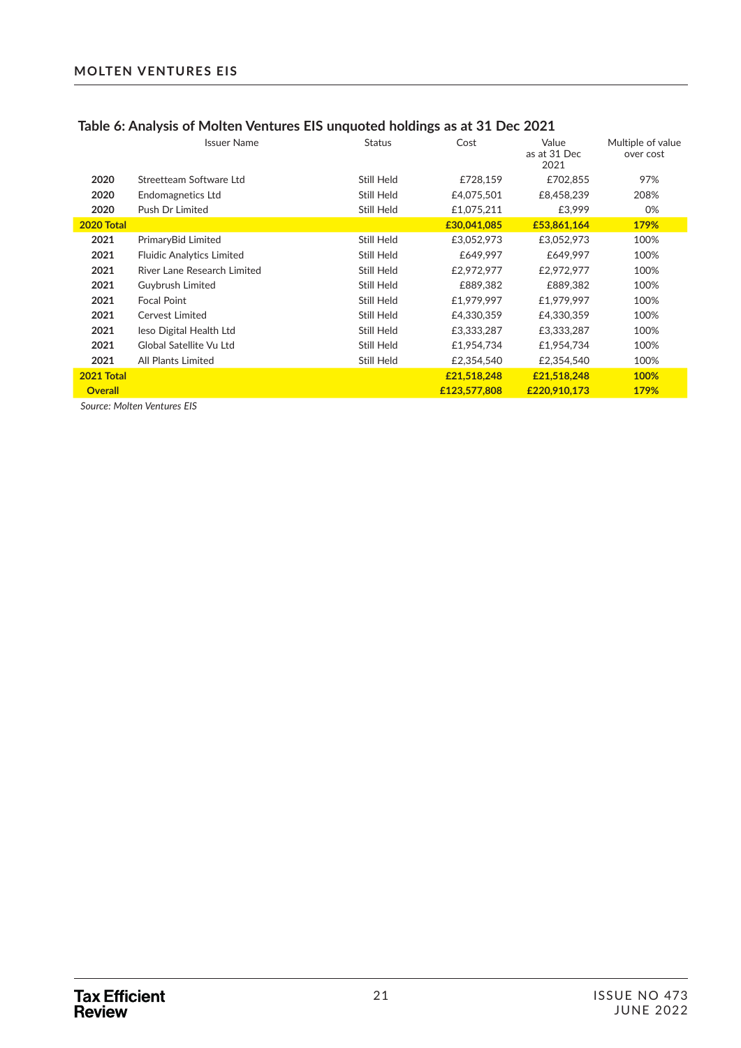## Table 6: Analysis of Molten Ventures EIS unquoted holdings as at 31 Dec 2021

| | Issuer Name | Status | Cost | Value as at 31 Dec 2021 | Multiple of value over cost |
|---|---|---|---|---|---|
| **2020** | Streetteam Software Ltd | Still Held | £728,159 | £702,855 | 97% |
| **2020** | Endomagnetics Ltd | Still Held | £4,075,501 | £8,458,239 | 208% |
| **2020** | Push Dr Limited | Still Held | £1,075,211 | £3,999 | 0% |
| **2020 Total** | | | **£30,041,085** | **£53,861,164** | **179%** |
| **2021** | PrimaryBid Limited | Still Held | £3,052,973 | £3,052,973 | 100% |
| **2021** | Fluidic Analytics Limited | Still Held | £649,997 | £649,997 | 100% |
| **2021** | River Lane Research Limited | Still Held | £2,972,977 | £2,972,977 | 100% |
| **2021** | Guybrush Limited | Still Held | £889,382 | £889,382 | 100% |
| **2021** | Focal Point | Still Held | £1,979,997 | £1,979,997 | 100% |
| **2021** | Cervest Limited | Still Held | £4,330,359 | £4,330,359 | 100% |
| **2021** | Ieso Digital Health Ltd | Still Held | £3,333,287 | £3,333,287 | 100% |
| **2021** | Global Satellite Vu Ltd | Still Held | £1,954,734 | £1,954,734 | 100% |
| **2021** | All Plants Limited | Still Held | £2,354,540 | £2,354,540 | 100% |
| **2021 Total** | | | **£21,518,248** | **£21,518,248** | **100%** |
| **Overall** | | | **£123,577,808** | **£220,910,173** | **179%** |

*Source: Molten Ventures EIS*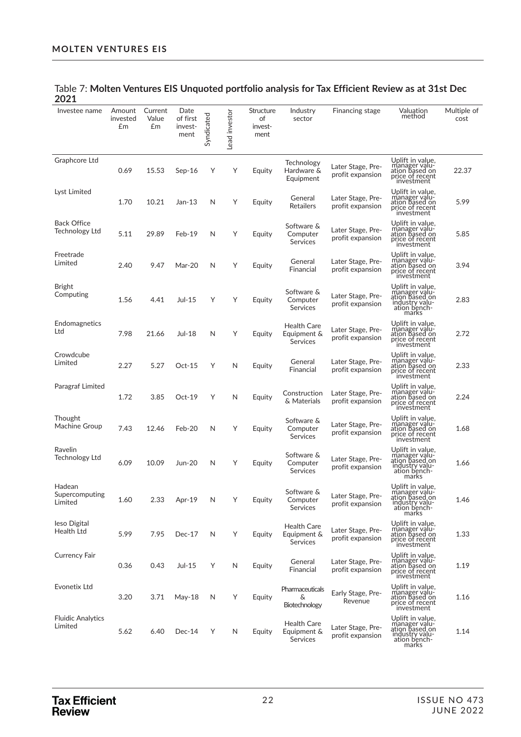Table 7: **Molten Ventures EIS Unquoted portfolio analysis for Tax Efficient Review as at 31st Dec 2021**

| Investee name | Amount invested £m | Current Value £m | Date of first investment | Syndicated | Lead investor | Structure of investment | Industry sector | Financing stage | Valuation method | Multiple of cost |
|---|---|---|---|---|---|---|---|---|---|---|
| Graphcore Ltd | 0.69 | 15.53 | Sep-16 | Y | Y | Equity | Technology Hardware & Equipment | Later Stage, Pre-profit expansion | Uplift in value, manager valuation based on price of recent investment | 22.37 |
| Lyst Limited | 1.70 | 10.21 | Jan-13 | N | Y | Equity | General Retailers | Later Stage, Pre-profit expansion | Uplift in value, manager valuation based on price of recent investment | 5.99 |
| Back Office Technology Ltd | 5.11 | 29.89 | Feb-19 | N | Y | Equity | Software & Computer Services | Later Stage, Pre-profit expansion | Uplift in value, manager valuation based on price of recent investment | 5.85 |
| Freetrade Limited | 2.40 | 9.47 | Mar-20 | N | Y | Equity | General Financial | Later Stage, Pre-profit expansion | Uplift in value, manager valuation based on price of recent investment | 3.94 |
| Bright Computing | 1.56 | 4.41 | Jul-15 | Y | Y | Equity | Software & Computer Services | Later Stage, Pre-profit expansion | Uplift in value, manager valuation based on industry valuation benchmarks | 2.83 |
| Endomagnetics Ltd | 7.98 | 21.66 | Jul-18 | N | Y | Equity | Health Care Equipment & Services | Later Stage, Pre-profit expansion | Uplift in value, manager valuation based on price of recent investment | 2.72 |
| Crowdcube Limited | 2.27 | 5.27 | Oct-15 | Y | N | Equity | General Financial | Later Stage, Pre-profit expansion | Uplift in value, manager valuation based on price of recent investment | 2.33 |
| Paragraf Limited | 1.72 | 3.85 | Oct-19 | Y | N | Equity | Construction & Materials | Later Stage, Pre-profit expansion | Uplift in value, manager valuation based on price of recent investment | 2.24 |
| Thought Machine Group | 7.43 | 12.46 | Feb-20 | N | Y | Equity | Software & Computer Services | Later Stage, Pre-profit expansion | Uplift in value, manager valuation based on price of recent investment | 1.68 |
| Ravelin Technology Ltd | 6.09 | 10.09 | Jun-20 | N | Y | Equity | Software & Computer Services | Later Stage, Pre-profit expansion | Uplift in value, manager valuation based on industry valuation benchmarks | 1.66 |
| Hadean Supercomputing Limited | 1.60 | 2.33 | Apr-19 | N | Y | Equity | Software & Computer Services | Later Stage, Pre-profit expansion | Uplift in value, manager valuation based on industry valuation benchmarks | 1.46 |
| Ieso Digital Health Ltd | 5.99 | 7.95 | Dec-17 | N | Y | Equity | Health Care Equipment & Services | Later Stage, Pre-profit expansion | Uplift in value, manager valuation based on price of recent investment | 1.33 |
| Currency Fair | 0.36 | 0.43 | Jul-15 | Y | N | Equity | General Financial | Later Stage, Pre-profit expansion | Uplift in value, manager valuation based on price of recent investment | 1.19 |
| Evonetix Ltd | 3.20 | 3.71 | May-18 | N | Y | Equity | Pharmaceuticals & Biotechnology | Early Stage, Pre-Revenue | Uplift in value, manager valuation based on price of recent investment | 1.16 |
| Fluidic Analytics Limited | 5.62 | 6.40 | Dec-14 | Y | N | Equity | Health Care Equipment & Services | Later Stage, Pre-profit expansion | Uplift in value, manager valuation based on industry valuation benchmarks | 1.14 |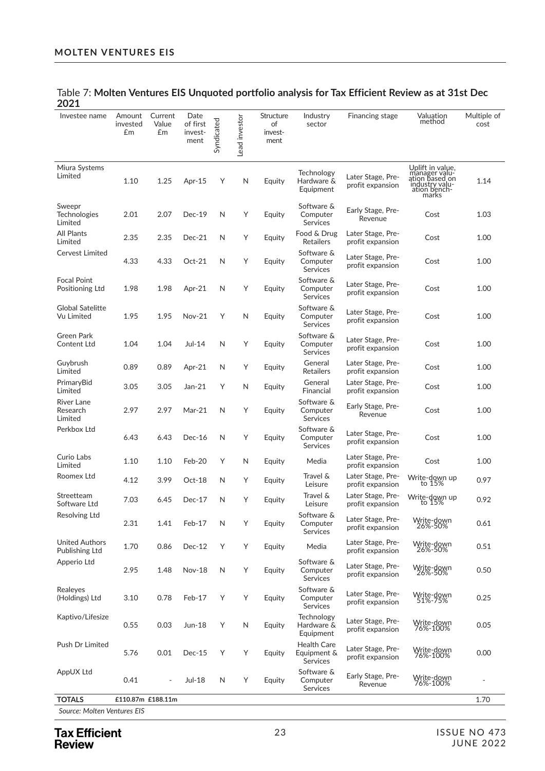Table 7: **Molten Ventures EIS Unquoted portfolio analysis for Tax Efficient Review as at 31st Dec 2021**

| Investee name | Amount invested £m | Current Value £m | Date of first invest-ment | Syndicated | Lead investor | Structure of invest-ment | Industry sector | Financing stage | Valuation method | Multiple of cost |
|---|---|---|---|---|---|---|---|---|---|---|
| Miura Systems Limited | 1.10 | 1.25 | Apr-15 | Y | N | Equity | Technology Hardware & Equipment | Later Stage, Pre-profit expansion | Uplift in value, manager valuation based on industry valuation benchmarks | 1.14 |
| Sweepr Technologies Limited | 2.01 | 2.07 | Dec-19 | N | Y | Equity | Software & Computer Services | Early Stage, Pre-Revenue | Cost | 1.03 |
| All Plants Limited | 2.35 | 2.35 | Dec-21 | N | Y | Equity | Food & Drug Retailers | Later Stage, Pre-profit expansion | Cost | 1.00 |
| Cervest Limited | 4.33 | 4.33 | Oct-21 | N | Y | Equity | Software & Computer Services | Later Stage, Pre-profit expansion | Cost | 1.00 |
| Focal Point Positioning Ltd | 1.98 | 1.98 | Apr-21 | N | Y | Equity | Software & Computer Services | Later Stage, Pre-profit expansion | Cost | 1.00 |
| Global Satelitte Vu Limited | 1.95 | 1.95 | Nov-21 | Y | N | Equity | Software & Computer Services | Later Stage, Pre-profit expansion | Cost | 1.00 |
| Green Park Content Ltd | 1.04 | 1.04 | Jul-14 | N | Y | Equity | Software & Computer Services | Later Stage, Pre-profit expansion | Cost | 1.00 |
| Guybrush Limited | 0.89 | 0.89 | Apr-21 | N | Y | Equity | General Retailers | Later Stage, Pre-profit expansion | Cost | 1.00 |
| PrimaryBid Limited | 3.05 | 3.05 | Jan-21 | Y | N | Equity | General Financial | Later Stage, Pre-profit expansion | Cost | 1.00 |
| River Lane Research Limited | 2.97 | 2.97 | Mar-21 | N | Y | Equity | Software & Computer Services | Early Stage, Pre-Revenue | Cost | 1.00 |
| Perkbox Ltd | 6.43 | 6.43 | Dec-16 | N | Y | Equity | Software & Computer Services | Later Stage, Pre-profit expansion | Cost | 1.00 |
| Curio Labs Limited | 1.10 | 1.10 | Feb-20 | Y | N | Equity | Media | Later Stage, Pre-profit expansion | Cost | 1.00 |
| Roomex Ltd | 4.12 | 3.99 | Oct-18 | N | Y | Equity | Travel & Leisure | Later Stage, Pre-profit expansion | Write-down up to 15% | 0.97 |
| Streetteam Software Ltd | 7.03 | 6.45 | Dec-17 | N | Y | Equity | Travel & Leisure | Later Stage, Pre-profit expansion | Write-down up to 15% | 0.92 |
| Resolving Ltd | 2.31 | 1.41 | Feb-17 | N | Y | Equity | Software & Computer Services | Later Stage, Pre-profit expansion | Write-down 26%-50% | 0.61 |
| United Authors Publishing Ltd | 1.70 | 0.86 | Dec-12 | Y | Y | Equity | Media | Later Stage, Pre-profit expansion | Write-down 26%-50% | 0.51 |
| Apperio Ltd | 2.95 | 1.48 | Nov-18 | N | Y | Equity | Software & Computer Services | Later Stage, Pre-profit expansion | Write-down 26%-50% | 0.50 |
| Realeyes (Holdings) Ltd | 3.10 | 0.78 | Feb-17 | Y | Y | Equity | Software & Computer Services | Later Stage, Pre-profit expansion | Write-down 51%-75% | 0.25 |
| Kaptivo/Lifesize | 0.55 | 0.03 | Jun-18 | Y | N | Equity | Technology Hardware & Equipment | Later Stage, Pre-profit expansion | Write-down 76%-100% | 0.05 |
| Push Dr Limited | 5.76 | 0.01 | Dec-15 | Y | Y | Equity | Health Care Equipment & Services | Later Stage, Pre-profit expansion | Write-down 76%-100% | 0.00 |
| AppUX Ltd | 0.41 | - | Jul-18 | N | Y | Equity | Software & Computer Services | Early Stage, Pre-Revenue | Write-down 76%-100% | - |
| **TOTALS** | **£110.87m** | **£188.11m** | | | | | | | | 1.70 |

*Source: Molten Ventures EIS*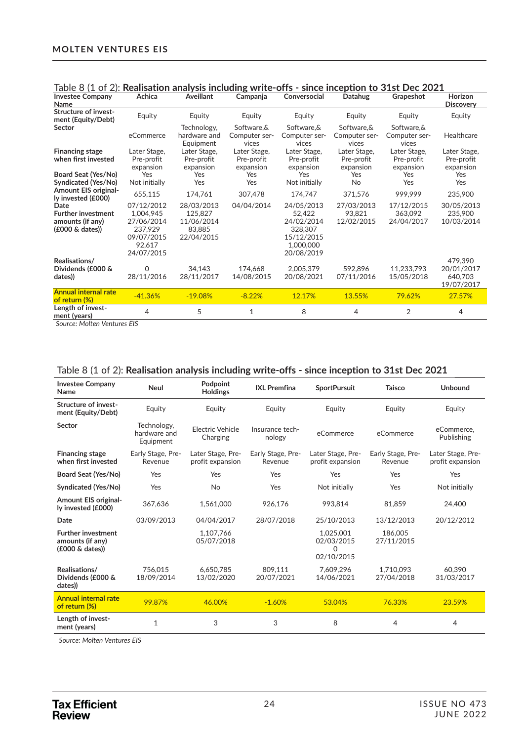Table 8 (1 of 2): **Realisation analysis including write-offs - since inception to 31st Dec 2021**

| Investee Company Name | Achica | Aveillant | Campanja | Conversocial | Datahug | Grapeshot | Horizon Discovery |
|---|---|---|---|---|---|---|---|
| Structure of investment (Equity/Debt) | Equity | Equity | Equity | Equity | Equity | Equity | Equity |
| Sector | eCommerce | Technology, hardware and Equipment | Software,& Computer services | Software,& Computer services | Software,& Computer services | Software,& Computer services | Healthcare |
| Financing stage when first invested | Later Stage, Pre-profit expansion | Later Stage, Pre-profit expansion | Later Stage, Pre-profit expansion | Later Stage, Pre-profit expansion | Later Stage, Pre-profit expansion | Later Stage, Pre-profit expansion | Later Stage, Pre-profit expansion |
| Board Seat (Yes/No) | Yes | Yes | Yes | Yes | Yes | Yes | Yes |
| Syndicated (Yes/No) | Not initially | Yes | Yes | Not initially | No | Yes | Yes |
| Amount EIS originally invested (£000) | 655,115 | 174,761 | 307,478 | 174,747 | 371,576 | 999,999 | 235,900 |
| Date | 07/12/2012 | 28/03/2013 | 04/04/2014 | 24/05/2013 | 27/03/2013 | 17/12/2015 | 30/05/2013 |
| Further investment amounts (if any) (£000 & dates)) | 1,004,945 27/06/2014 237,929 09/07/2015 92,617 24/07/2015 | 125,827 11/06/2014 83,885 22/04/2015 | | 52,422 24/02/2014 328,307 15/12/2015 1,000,000 20/08/2019 | 93,821 12/02/2015 | 363,092 24/04/2017 | 235,900 10/03/2014 |
| Realisations/ Dividends (£000 & dates)) | 0 28/11/2016 | 34,143 28/11/2017 | 174,668 14/08/2015 | 2,005,379 20/08/2021 | 592,896 07/11/2016 | 11,233,793 15/05/2018 | 479,390 20/01/2017 640,703 19/07/2017 |
| **Annual internal rate of return (%)** | -41.36% | -19.08% | -8.22% | 12.17% | 13.55% | 79.62% | 27.57% |
| Length of investment (years) | 4 | 5 | 1 | 8 | 4 | 2 | 4 |

*Source: Molten Ventures EIS*

Table 8 (1 of 2): **Realisation analysis including write-offs - since inception to 31st Dec 2021**

| Investee Company Name | Neul | Podpoint Holdings | IXL Premfina | SportPursuit | Taisco | Unbound |
|---|---|---|---|---|---|---|
| Structure of investment (Equity/Debt) | Equity | Equity | Equity | Equity | Equity | Equity |
| Sector | Technology, hardware and Equipment | Electric Vehicle Charging | Insurance technology | eCommerce | eCommerce | eCommerce, Publishing |
| Financing stage when first invested | Early Stage, Pre-Revenue | Later Stage, Pre-profit expansion | Early Stage, Pre-Revenue | Later Stage, Pre-profit expansion | Early Stage, Pre-Revenue | Later Stage, Pre-profit expansion |
| Board Seat (Yes/No) | Yes | Yes | Yes | Yes | Yes | Yes |
| Syndicated (Yes/No) | Yes | No | Yes | Not initially | Yes | Not initially |
| Amount EIS originally invested (£000) | 367,636 | 1,561,000 | 926,176 | 993,814 | 81,859 | 24,400 |
| Date | 03/09/2013 | 04/04/2017 | 28/07/2018 | 25/10/2013 | 13/12/2013 | 20/12/2012 |
| Further investment amounts (if any) (£000 & dates)) | | 1,107,766 05/07/2018 | | 1,025,001 02/03/2015 0 02/10/2015 | 186,005 27/11/2015 | |
| Realisations/ Dividends (£000 & dates)) | 756,015 18/09/2014 | 6,650,785 13/02/2020 | 809,111 20/07/2021 | 7,609,296 14/06/2021 | 1,710,093 27/04/2018 | 60,390 31/03/2017 |
| **Annual internal rate of return (%)** | 99.87% | 46.00% | -1.60% | 53.04% | 76.33% | 23.59% |
| Length of investment (years) | 1 | 3 | 3 | 8 | 4 | 4 |

*Source: Molten Ventures EIS*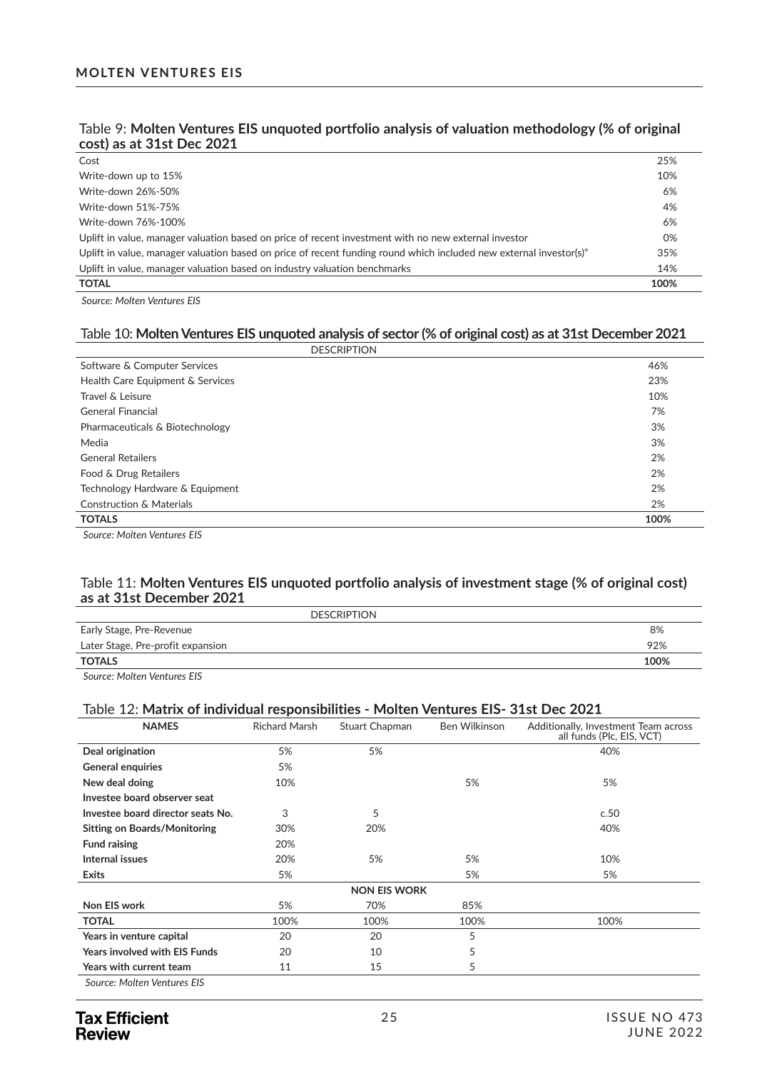Table 9: **Molten Ventures EIS unquoted portfolio analysis of valuation methodology (% of original cost) as at 31st Dec 2021**

| | |
|---|---|
| Cost | 25% |
| Write-down up to 15% | 10% |
| Write-down 26%-50% | 6% |
| Write-down 51%-75% | 4% |
| Write-down 76%-100% | 6% |
| Uplift in value, manager valuation based on price of recent investment with no new external investor | 0% |
| Uplift in value, manager valuation based on price of recent funding round which included new external investor(s)" | 35% |
| Uplift in value, manager valuation based on industry valuation benchmarks | 14% |
| **TOTAL** | **100%** |

*Source: Molten Ventures EIS*

Table 10: **Molten Ventures EIS unquoted analysis of sector (% of original cost) as at 31st December 2021**

| DESCRIPTION | |
|---|---|
| Software & Computer Services | 46% |
| Health Care Equipment & Services | 23% |
| Travel & Leisure | 10% |
| General Financial | 7% |
| Pharmaceuticals & Biotechnology | 3% |
| Media | 3% |
| General Retailers | 2% |
| Food & Drug Retailers | 2% |
| Technology Hardware & Equipment | 2% |
| Construction & Materials | 2% |
| **TOTALS** | **100%** |

*Source: Molten Ventures EIS*

Table 11: **Molten Ventures EIS unquoted portfolio analysis of investment stage (% of original cost) as at 31st December 2021**

| DESCRIPTION | |
|---|---|
| Early Stage, Pre-Revenue | 8% |
| Later Stage, Pre-profit expansion | 92% |
| **TOTALS** | **100%** |

*Source: Molten Ventures EIS*

Table 12: **Matrix of individual responsibilities - Molten Ventures EIS- 31st Dec 2021**

| NAMES | Richard Marsh | Stuart Chapman | Ben Wilkinson | Additionally, Investment Team across all funds (Plc, EIS, VCT) |
|---|---|---|---|---|
| **Deal origination** | 5% | 5% | | 40% |
| **General enquiries** | 5% | | | |
| **New deal doing** | 10% | | 5% | 5% |
| **Investee board observer seat** | | | | |
| **Investee board director seats No.** | 3 | 5 | | c.50 |
| **Sitting on Boards/Monitoring** | 30% | 20% | | 40% |
| **Fund raising** | 20% | | | |
| **Internal issues** | 20% | 5% | 5% | 10% |
| **Exits** | 5% | | 5% | 5% |
| | | **NON EIS WORK** | | |
| **Non EIS work** | 5% | 70% | 85% | |
| **TOTAL** | 100% | 100% | 100% | 100% |
| **Years in venture capital** | 20 | 20 | 5 | |
| **Years involved with EIS Funds** | 20 | 10 | 5 | |
| **Years with current team** | 11 | 15 | 5 | |

*Source: Molten Ventures EIS*